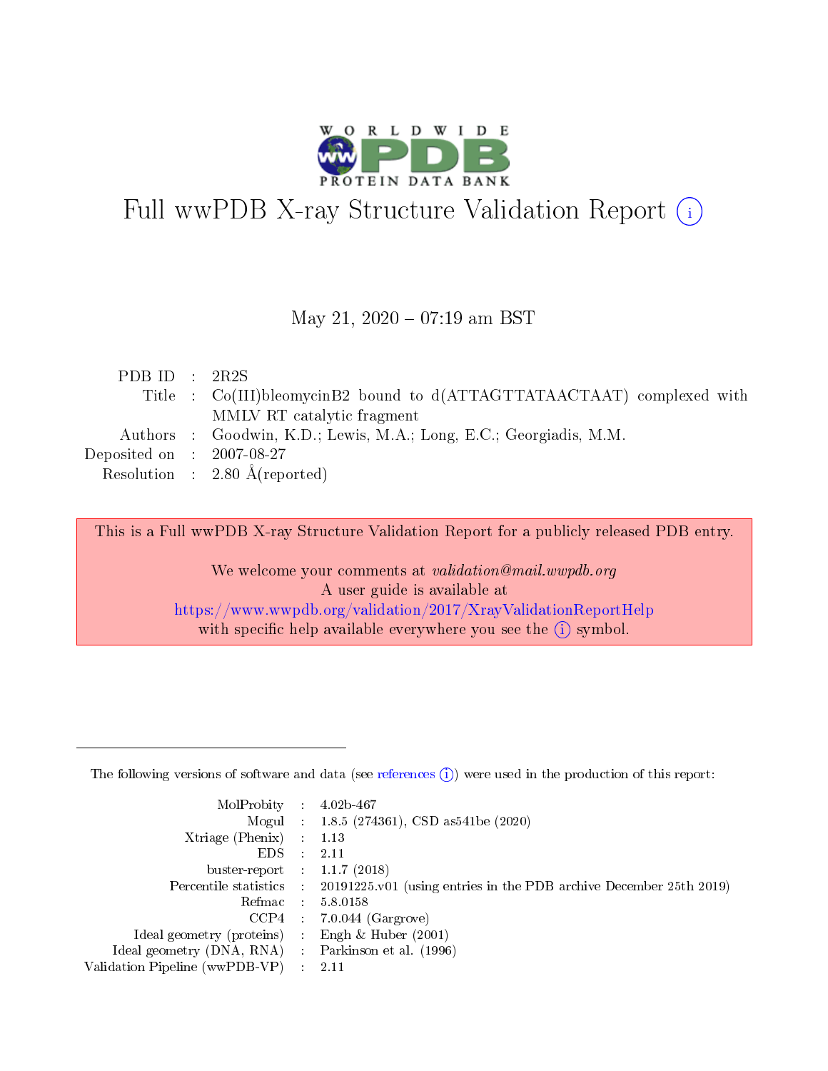# Full wwPDB X-ray Structure Validation Report ⓘ

May 21, 2020 – 07:19 am BST

| | | |
|---|---|---|
| PDB ID | : | 2R2S |
| Title | : | Co(III)bleomycinB2 bound to d(ATTAGTTATAACTAAT) complexed with MMLV RT catalytic fragment |
| Authors | : | Goodwin, K.D.; Lewis, M.A.; Long, E.C.; Georgiadis, M.M. |
| Deposited on | : | 2007-08-27 |
| Resolution | : | 2.80 Å(reported) |

This is a Full wwPDB X-ray Structure Validation Report for a publicly released PDB entry.

We welcome your comments at *validation@mail.wwpdb.org*
A user guide is available at
https://www.wwpdb.org/validation/2017/XrayValidationReportHelp
with specific help available everywhere you see the ⓘ symbol.

The following versions of software and data (see references ⓘ) were used in the production of this report:

| | | |
|---|---|---|
| MolProbity | : | 4.02b-467 |
| Mogul | : | 1.8.5 (274361), CSD as541be (2020) |
| Xtriage (Phenix) | : | 1.13 |
| EDS | : | 2.11 |
| buster-report | : | 1.1.7 (2018) |
| Percentile statistics | : | 20191225.v01 (using entries in the PDB archive December 25th 2019) |
| Refmac | : | 5.8.0158 |
| CCP4 | : | 7.0.044 (Gargrove) |
| Ideal geometry (proteins) | : | Engh & Huber (2001) |
| Ideal geometry (DNA, RNA) | : | Parkinson et al. (1996) |
| Validation Pipeline (wwPDB-VP) | : | 2.11 |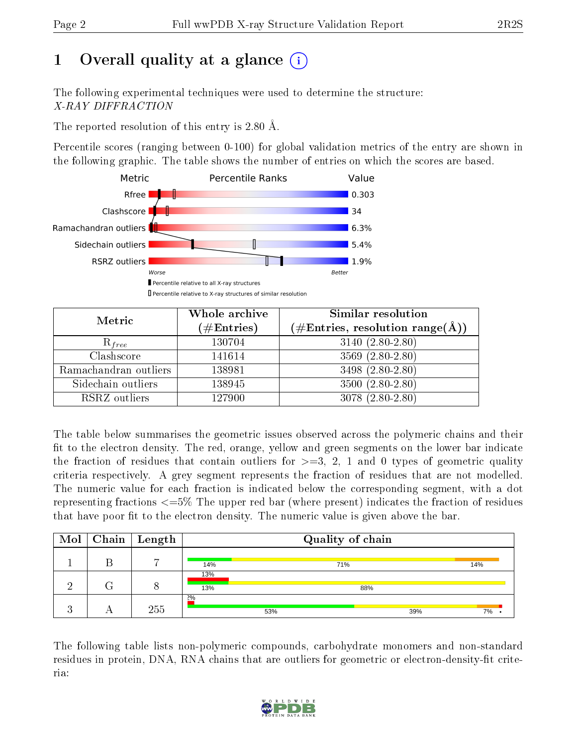# 1 Overall quality at a glance

The following experimental techniques were used to determine the structure: *X-RAY DIFFRACTION*

The reported resolution of this entry is 2.80 Å.

Percentile scores (ranging between 0-100) for global validation metrics of the entry are shown in the following graphic. The table shows the number of entries on which the scores are based.

| Metric | Value |
|---|---|
| Rfree | 0.303 |
| Clashscore | 34 |
| Ramachandran outliers | 6.3% |
| Sidechain outliers | 5.4% |
| RSRZ outliers | 1.9% |

Worse — Better

■ Percentile relative to all X-ray structures
□ Percentile relative to X-ray structures of similar resolution

| Metric | Whole archive (#Entries) | Similar resolution (#Entries, resolution range(Å)) |
|---|---|---|
| $R_{free}$ | 130704 | 3140 (2.80-2.80) |
| Clashscore | 141614 | 3569 (2.80-2.80) |
| Ramachandran outliers | 138981 | 3498 (2.80-2.80) |
| Sidechain outliers | 138945 | 3500 (2.80-2.80) |
| RSRZ outliers | 127900 | 3078 (2.80-2.80) |

The table below summarises the geometric issues observed across the polymeric chains and their fit to the electron density. The red, orange, yellow and green segments on the lower bar indicate the fraction of residues that contain outliers for >=3, 2, 1 and 0 types of geometric quality criteria respectively. A grey segment represents the fraction of residues that are not modelled. The numeric value for each fraction is indicated below the corresponding segment, with a dot representing fractions <=5% The upper red bar (where present) indicates the fraction of residues that have poor fit to the electron density. The numeric value is given above the bar.

| Mol | Chain | Length | Quality of chain |
|---|---|---|---|
| 1 | B | 7 | 14% · 71% · 14% |
| 2 | G | 8 | (upper: 13%) 13% · 88% |
| 3 | A | 255 | (upper: 2%) 53% · 39% · 7% · • |

The following table lists non-polymeric compounds, carbohydrate monomers and non-standard residues in protein, DNA, RNA chains that are outliers for geometric or electron-density-fit criteria: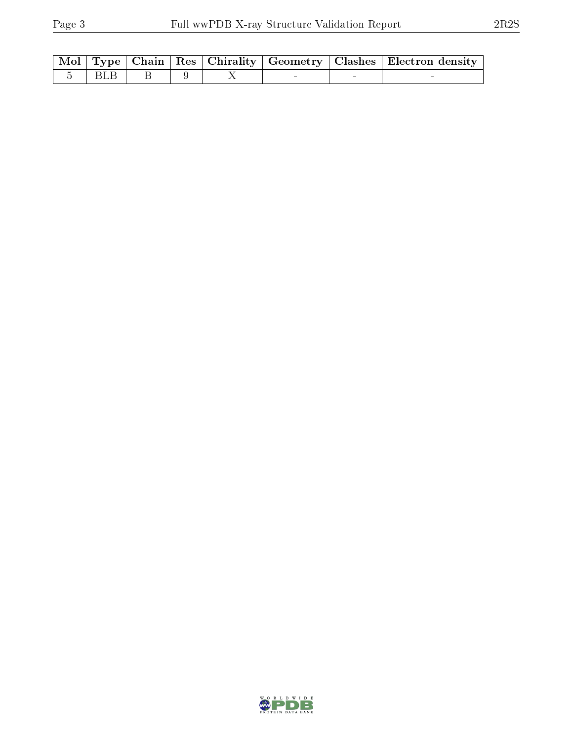| Mol | Type | Chain | Res | Chirality | Geometry | Clashes | Electron density |
|---|---|---|---|---|---|---|---|
| 5 | BLB | B | 9 | X | - | - | - |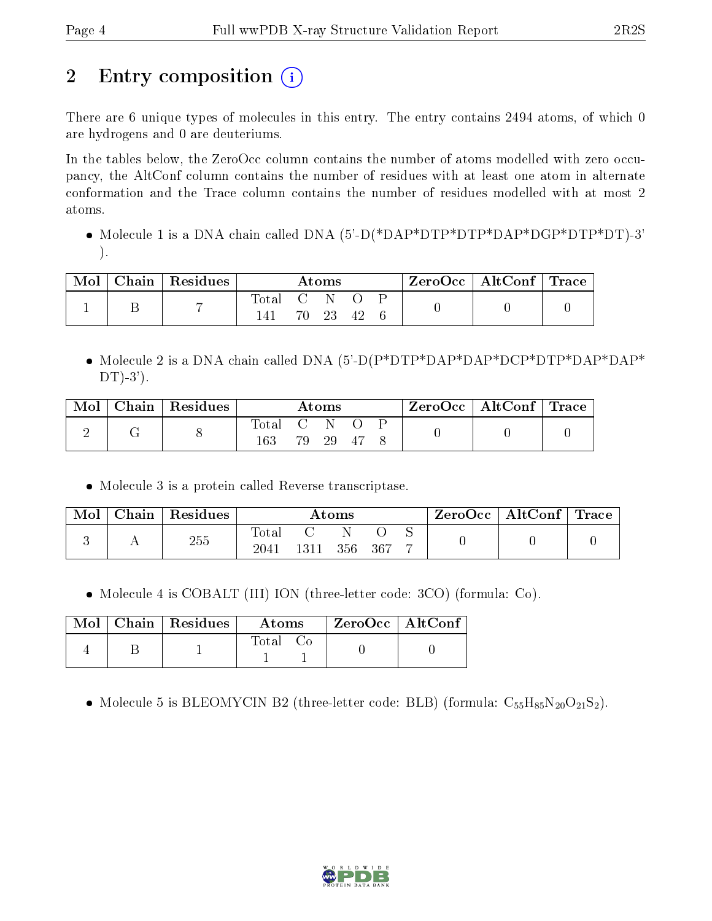# 2 Entry composition

There are 6 unique types of molecules in this entry. The entry contains 2494 atoms, of which 0 are hydrogens and 0 are deuteriums.

In the tables below, the ZeroOcc column contains the number of atoms modelled with zero occupancy, the AltConf column contains the number of residues with at least one atom in alternate conformation and the Trace column contains the number of residues modelled with at most 2 atoms.

- Molecule 1 is a DNA chain called DNA (5'-D(*DAP*DTP*DTP*DAP*DGP*DTP*DT)-3' ).

| Mol | Chain | Residues | Atoms | | | | | ZeroOcc | AltConf | Trace |
|---|---|---|---|---|---|---|---|---|---|---|
| | | | Total | C | N | O | P | | | |
| 1 | B | 7 | 141 | 70 | 23 | 42 | 6 | 0 | 0 | 0 |

- Molecule 2 is a DNA chain called DNA (5'-D(P*DTP*DAP*DAP*DCP*DTP*DAP*DAP* DT)-3').

| Mol | Chain | Residues | Atoms | | | | | ZeroOcc | AltConf | Trace |
|---|---|---|---|---|---|---|---|---|---|---|
| | | | Total | C | N | O | P | | | |
| 2 | G | 8 | 163 | 79 | 29 | 47 | 8 | 0 | 0 | 0 |

- Molecule 3 is a protein called Reverse transcriptase.

| Mol | Chain | Residues | Atoms | | | | | ZeroOcc | AltConf | Trace |
|---|---|---|---|---|---|---|---|---|---|---|
| | | | Total | C | N | O | S | | | |
| 3 | A | 255 | 2041 | 1311 | 356 | 367 | 7 | 0 | 0 | 0 |

- Molecule 4 is COBALT (III) ION (three-letter code: 3CO) (formula: Co).

| Mol | Chain | Residues | Atoms | | ZeroOcc | AltConf |
|---|---|---|---|---|---|---|
| | | | Total | Co | | |
| 4 | B | 1 | 1 | 1 | 0 | 0 |

- Molecule 5 is BLEOMYCIN B2 (three-letter code: BLB) (formula: $C_{55}H_{85}N_{20}O_{21}S_2$).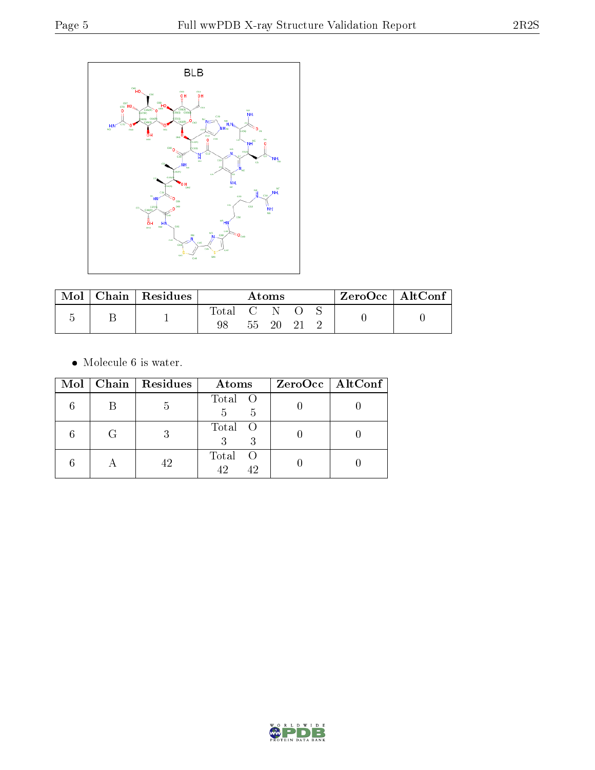| Mol | Chain | Residues | Atoms | | | | | ZeroOcc | AltConf |
|---|---|---|---|---|---|---|---|---|---|
| | | | Total | C | N | O | S | | |
| 5 | B | 1 | 98 | 55 | 20 | 21 | 2 | 0 | 0 |

- Molecule 6 is water.

| Mol | Chain | Residues | Atoms | | ZeroOcc | AltConf |
|---|---|---|---|---|---|---|
| | | | Total | O | | |
| 6 | B | 5 | 5 | 5 | 0 | 0 |
| 6 | G | 3 | 3 | 3 | 0 | 0 |
| 6 | A | 42 | 42 | 42 | 0 | 0 |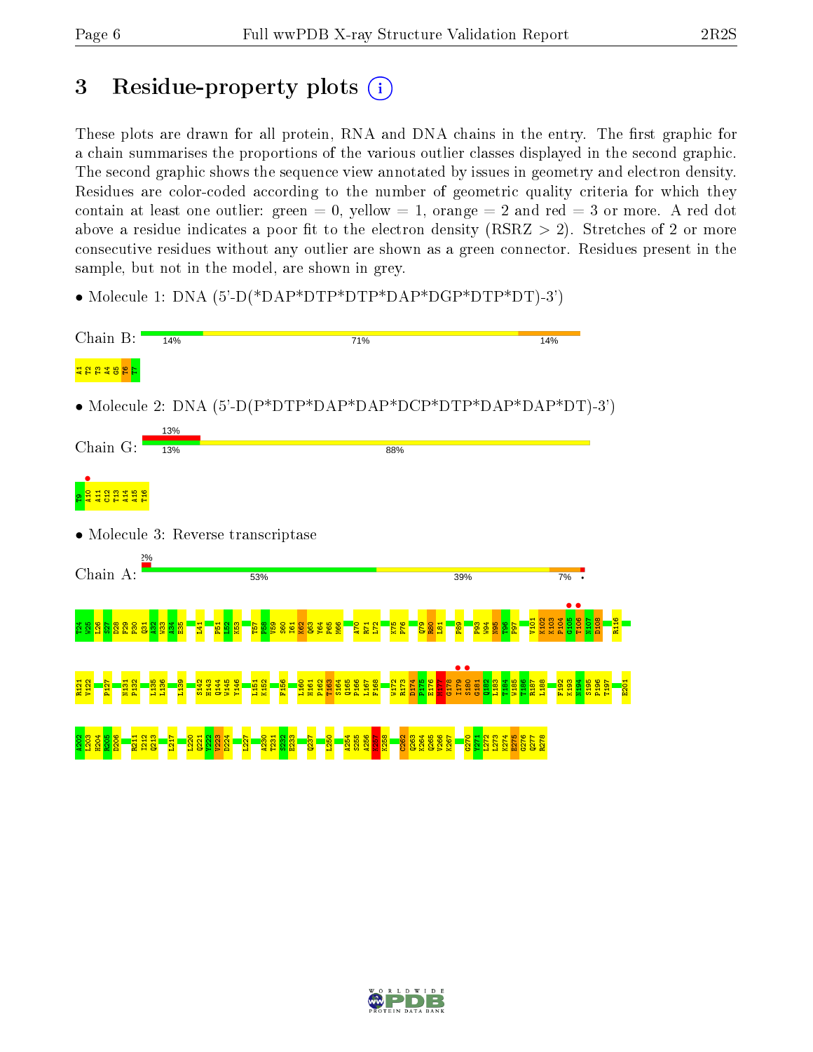# 3 Residue-property plots

These plots are drawn for all protein, RNA and DNA chains in the entry. The first graphic for a chain summarises the proportions of the various outlier classes displayed in the second graphic. The second graphic shows the sequence view annotated by issues in geometry and electron density. Residues are color-coded according to the number of geometric quality criteria for which they contain at least one outlier: green = 0, yellow = 1, orange = 2 and red = 3 or more. A red dot above a residue indicates a poor fit to the electron density (RSRZ > 2). Stretches of 2 or more consecutive residues without any outlier are shown as a green connector. Residues present in the sample, but not in the model, are shown in grey.

- Molecule 1: DNA (5'-D(*DAP*DTP*DTP*DAP*DGP*DTP*DT)-3')

Chain B: 14% | 71% | 14%

A1 T2 T3 A4 G5 T6 T7

- Molecule 2: DNA (5'-D(P*DTP*DAP*DAP*DCP*DTP*DAP*DAP*DT)-3')

Chain G: 13% | 13% | 88%

T9 A10 A11 C12 T13 A14 A15 T16

- Molecule 3: Reverse transcriptase

Chain A: 2% | 53% | 39% | 7%

T24 W25 L26 S27 D28 F29 P30 Q31 A32 W33 A34 E35 L41 P51 L52 K53 T57 P58 V59 S60 I61 K62 Q63 Y64 P65 M66 A70 R71 L72 K75 P76 Q79 R80 L81 P89 P93 W94 N95 T96 P97 V101 K102 K103 P104 G105 T106 N107 D108 R116 R121 V122 P127 N131 P132 L135 L136 L139 S142 H143 Q144 W145 Y146 L151 K152 F156 L160 H161 P162 T163 S164 Q165 P166 L167 F168 W172 R173 D174 P175 E176 M177 G178 I179 S180 G181 Q182 L183 T184 W185 T186 R187 L188 F192 K193 N194 S195 P196 T197 E201 A202 I203 H204 R205 D206 R211 I212 Q213 L217 L220 Q221 V222 V223 D224 L227 A230 T231 S232 E233 Q237 L250 A254 S255 A256 K257 K258 C262 Q263 K264 Q265 V266 K267 G270 Y271 L272 L273 K274 E275 G276 Q277 R278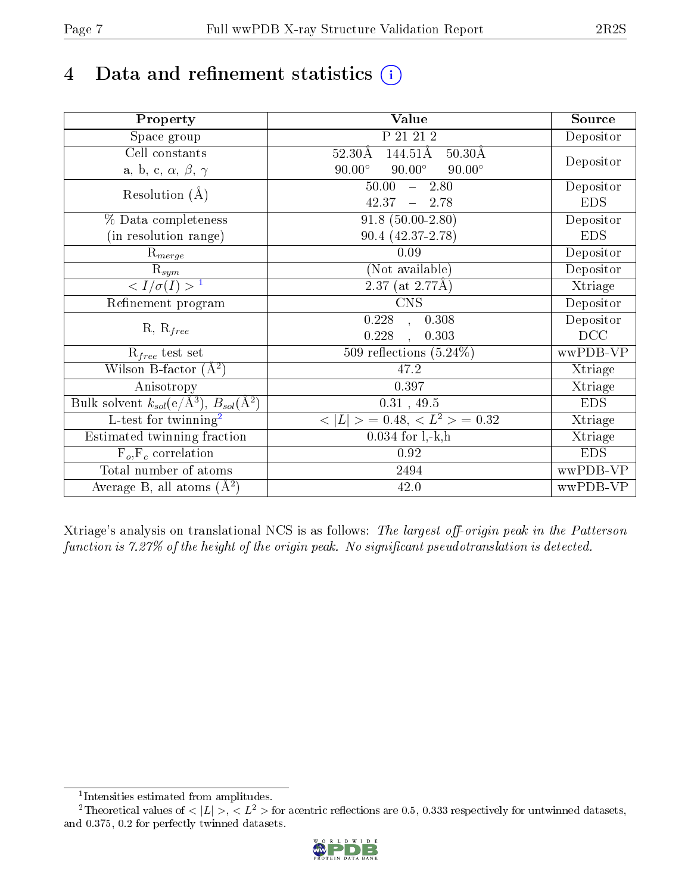# 4 Data and refinement statistics (i)

| Property | Value | Source |
|---|---|---|
| Space group | P 21 21 2 | Depositor |
| Cell constants<br>a, b, c, $\alpha$, $\beta$, $\gamma$ | 52.30Å 144.51Å 50.30Å<br>90.00° 90.00° 90.00° | Depositor |
| Resolution (Å) | 50.00 – 2.80<br>42.37 – 2.78 | Depositor<br>EDS |
| % Data completeness<br>(in resolution range) | 91.8 (50.00-2.80)<br>90.4 (42.37-2.78) | Depositor<br>EDS |
| $R_{merge}$ | 0.09 | Depositor |
| $R_{sym}$ | (Not available) | Depositor |
| $< I/\sigma(I) >$ [1] | 2.37 (at 2.77Å) | Xtriage |
| Refinement program | CNS | Depositor |
| R, $R_{free}$ | 0.228 , 0.308<br>0.228 , 0.303 | Depositor<br>DCC |
| $R_{free}$ test set | 509 reflections (5.24%) | wwPDB-VP |
| Wilson B-factor (Å$^2$) | 47.2 | Xtriage |
| Anisotropy | 0.397 | Xtriage |
| Bulk solvent $k_{sol}$(e/Å$^3$), $B_{sol}$(Å$^2$) | 0.31 , 49.5 | EDS |
| L-test for twinning[2] | $< \|L\| > = 0.48$, $< L^2 > = 0.32$ | Xtriage |
| Estimated twinning fraction | 0.034 for l,-k,h | Xtriage |
| $F_o$,$F_c$ correlation | 0.92 | EDS |
| Total number of atoms | 2494 | wwPDB-VP |
| Average B, all atoms (Å$^2$) | 42.0 | wwPDB-VP |

Xtriage's analysis on translational NCS is as follows: *The largest off-origin peak in the Patterson function is 7.27% of the height of the origin peak. No significant pseudotranslation is detected.*

[1] Intensities estimated from amplitudes.

[2] Theoretical values of $< |L| >$, $< L^2 >$ for acentric reflections are 0.5, 0.333 respectively for untwinned datasets, and 0.375, 0.2 for perfectly twinned datasets.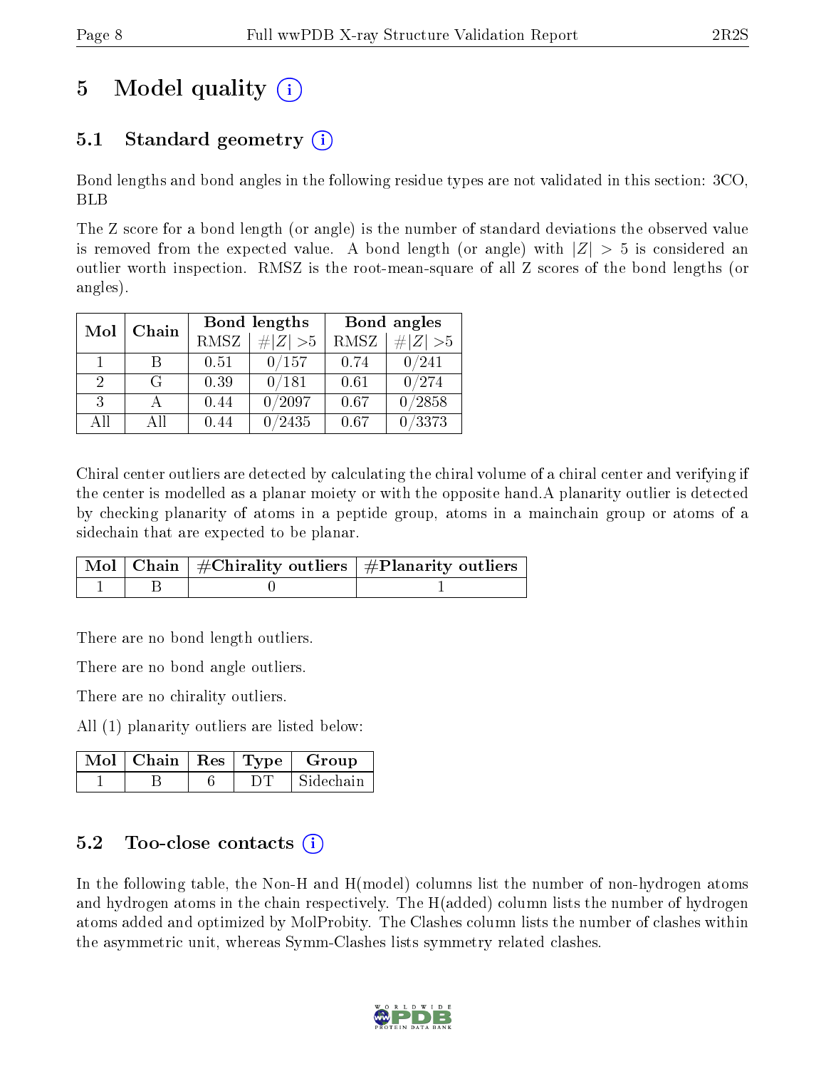# 5 Model quality

## 5.1 Standard geometry

Bond lengths and bond angles in the following residue types are not validated in this section: 3CO, BLB

The Z score for a bond length (or angle) is the number of standard deviations the observed value is removed from the expected value. A bond length (or angle) with $|Z| > 5$ is considered an outlier worth inspection. RMSZ is the root-mean-square of all Z scores of the bond lengths (or angles).

| Mol | Chain | Bond lengths | | Bond angles | |
|---|---|---|---|---|---|
| | | RMSZ | $\#|Z|>5$ | RMSZ | $\#|Z|>5$ |
| 1 | B | 0.51 | 0/157 | 0.74 | 0/241 |
| 2 | G | 0.39 | 0/181 | 0.61 | 0/274 |
| 3 | A | 0.44 | 0/2097 | 0.67 | 0/2858 |
| All | All | 0.44 | 0/2435 | 0.67 | 0/3373 |

Chiral center outliers are detected by calculating the chiral volume of a chiral center and verifying if the center is modelled as a planar moiety or with the opposite hand.A planarity outlier is detected by checking planarity of atoms in a peptide group, atoms in a mainchain group or atoms of a sidechain that are expected to be planar.

| Mol | Chain | #Chirality outliers | #Planarity outliers |
|---|---|---|---|
| 1 | B | 0 | 1 |

There are no bond length outliers.

There are no bond angle outliers.

There are no chirality outliers.

All (1) planarity outliers are listed below:

| Mol | Chain | Res | Type | Group |
|---|---|---|---|---|
| 1 | B | 6 | DT | Sidechain |

## 5.2 Too-close contacts

In the following table, the Non-H and H(model) columns list the number of non-hydrogen atoms and hydrogen atoms in the chain respectively. The H(added) column lists the number of hydrogen atoms added and optimized by MolProbity. The Clashes column lists the number of clashes within the asymmetric unit, whereas Symm-Clashes lists symmetry related clashes.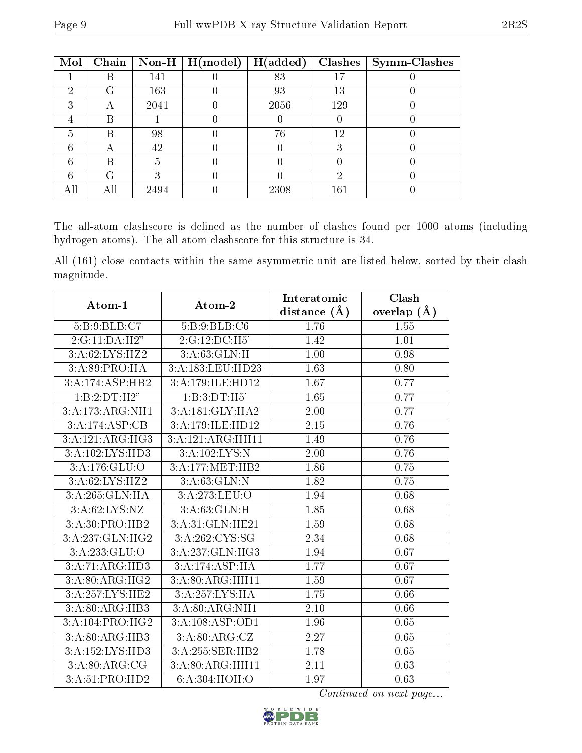| Mol | Chain | Non-H | H(model) | H(added) | Clashes | Symm-Clashes |
|---|---|---|---|---|---|---|
| 1 | B | 141 | 0 | 83 | 17 | 0 |
| 2 | G | 163 | 0 | 93 | 13 | 0 |
| 3 | A | 2041 | 0 | 2056 | 129 | 0 |
| 4 | B | 1 | 0 | 0 | 0 | 0 |
| 5 | B | 98 | 0 | 76 | 12 | 0 |
| 6 | A | 42 | 0 | 0 | 3 | 0 |
| 6 | B | 5 | 0 | 0 | 0 | 0 |
| 6 | G | 3 | 0 | 0 | 2 | 0 |
| All | All | 2494 | 0 | 2308 | 161 | 0 |

The all-atom clashscore is defined as the number of clashes found per 1000 atoms (including hydrogen atoms). The all-atom clashscore for this structure is 34.

All (161) close contacts within the same asymmetric unit are listed below, sorted by their clash magnitude.

| Atom-1 | Atom-2 | Interatomic distance (Å) | Clash overlap (Å) |
|---|---|---|---|
| 5:B:9:BLB:C7 | 5:B:9:BLB:C6 | 1.76 | 1.55 |
| 2:G:11:DA:H2" | 2:G:12:DC:H5' | 1.42 | 1.01 |
| 3:A:62:LYS:HZ2 | 3:A:63:GLN:H | 1.00 | 0.98 |
| 3:A:89:PRO:HA | 3:A:183:LEU:HD23 | 1.63 | 0.80 |
| 3:A:174:ASP:HB2 | 3:A:179:ILE:HD12 | 1.67 | 0.77 |
| 1:B:2:DT:H2" | 1:B:3:DT:H5' | 1.65 | 0.77 |
| 3:A:173:ARG:NH1 | 3:A:181:GLY:HA2 | 2.00 | 0.77 |
| 3:A:174:ASP:CB | 3:A:179:ILE:HD12 | 2.15 | 0.76 |
| 3:A:121:ARG:HG3 | 3:A:121:ARG:HH11 | 1.49 | 0.76 |
| 3:A:102:LYS:HD3 | 3:A:102:LYS:N | 2.00 | 0.76 |
| 3:A:176:GLU:O | 3:A:177:MET:HB2 | 1.86 | 0.75 |
| 3:A:62:LYS:HZ2 | 3:A:63:GLN:N | 1.82 | 0.75 |
| 3:A:265:GLN:HA | 3:A:273:LEU:O | 1.94 | 0.68 |
| 3:A:62:LYS:NZ | 3:A:63:GLN:H | 1.85 | 0.68 |
| 3:A:30:PRO:HB2 | 3:A:31:GLN:HE21 | 1.59 | 0.68 |
| 3:A:237:GLN:HG2 | 3:A:262:CYS:SG | 2.34 | 0.68 |
| 3:A:233:GLU:O | 3:A:237:GLN:HG3 | 1.94 | 0.67 |
| 3:A:71:ARG:HD3 | 3:A:174:ASP:HA | 1.77 | 0.67 |
| 3:A:80:ARG:HG2 | 3:A:80:ARG:HH11 | 1.59 | 0.67 |
| 3:A:257:LYS:HE2 | 3:A:257:LYS:HA | 1.75 | 0.66 |
| 3:A:80:ARG:HB3 | 3:A:80:ARG:NH1 | 2.10 | 0.66 |
| 3:A:104:PRO:HG2 | 3:A:108:ASP:OD1 | 1.96 | 0.65 |
| 3:A:80:ARG:HB3 | 3:A:80:ARG:CZ | 2.27 | 0.65 |
| 3:A:152:LYS:HD3 | 3:A:255:SER:HB2 | 1.78 | 0.65 |
| 3:A:80:ARG:CG | 3:A:80:ARG:HH11 | 2.11 | 0.63 |
| 3:A:51:PRO:HD2 | 6:A:304:HOH:O | 1.97 | 0.63 |

*Continued on next page...*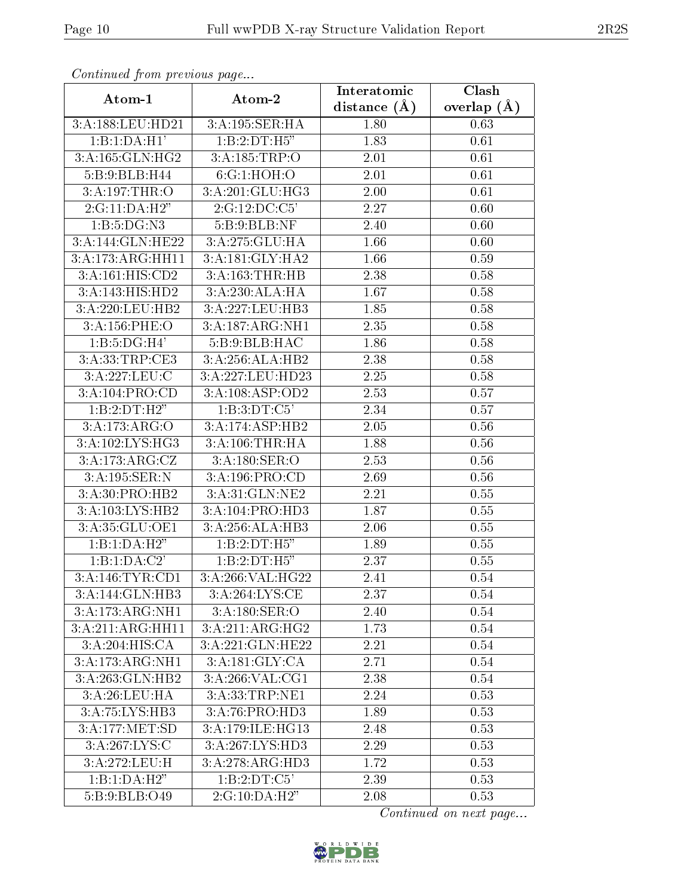*Continued from previous page...*

| Atom-1 | Atom-2 | Interatomic distance (Å) | Clash overlap (Å) |
| --- | --- | --- | --- |
| 3:A:188:LEU:HD21 | 3:A:195:SER:HA | 1.80 | 0.63 |
| 1:B:1:DA:H1' | 1:B:2:DT:H5" | 1.83 | 0.61 |
| 3:A:165:GLN:HG2 | 3:A:185:TRP:O | 2.01 | 0.61 |
| 5:B:9:BLB:H44 | 6:G:1:HOH:O | 2.01 | 0.61 |
| 3:A:197:THR:O | 3:A:201:GLU:HG3 | 2.00 | 0.61 |
| 2:G:11:DA:H2" | 2:G:12:DC:C5' | 2.27 | 0.60 |
| 1:B:5:DG:N3 | 5:B:9:BLB:NF | 2.40 | 0.60 |
| 3:A:144:GLN:HE22 | 3:A:275:GLU:HA | 1.66 | 0.60 |
| 3:A:173:ARG:HH11 | 3:A:181:GLY:HA2 | 1.66 | 0.59 |
| 3:A:161:HIS:CD2 | 3:A:163:THR:HB | 2.38 | 0.58 |
| 3:A:143:HIS:HD2 | 3:A:230:ALA:HA | 1.67 | 0.58 |
| 3:A:220:LEU:HB2 | 3:A:227:LEU:HB3 | 1.85 | 0.58 |
| 3:A:156:PHE:O | 3:A:187:ARG:NH1 | 2.35 | 0.58 |
| 1:B:5:DG:H4' | 5:B:9:BLB:HAC | 1.86 | 0.58 |
| 3:A:33:TRP:CE3 | 3:A:256:ALA:HB2 | 2.38 | 0.58 |
| 3:A:227:LEU:C | 3:A:227:LEU:HD23 | 2.25 | 0.58 |
| 3:A:104:PRO:CD | 3:A:108:ASP:OD2 | 2.53 | 0.57 |
| 1:B:2:DT:H2" | 1:B:3:DT:C5' | 2.34 | 0.57 |
| 3:A:173:ARG:O | 3:A:174:ASP:HB2 | 2.05 | 0.56 |
| 3:A:102:LYS:HG3 | 3:A:106:THR:HA | 1.88 | 0.56 |
| 3:A:173:ARG:CZ | 3:A:180:SER:O | 2.53 | 0.56 |
| 3:A:195:SER:N | 3:A:196:PRO:CD | 2.69 | 0.56 |
| 3:A:30:PRO:HB2 | 3:A:31:GLN:NE2 | 2.21 | 0.55 |
| 3:A:103:LYS:HB2 | 3:A:104:PRO:HD3 | 1.87 | 0.55 |
| 3:A:35:GLU:OE1 | 3:A:256:ALA:HB3 | 2.06 | 0.55 |
| 1:B:1:DA:H2" | 1:B:2:DT:H5" | 1.89 | 0.55 |
| 1:B:1:DA:C2' | 1:B:2:DT:H5" | 2.37 | 0.55 |
| 3:A:146:TYR:CD1 | 3:A:266:VAL:HG22 | 2.41 | 0.54 |
| 3:A:144:GLN:HB3 | 3:A:264:LYS:CE | 2.37 | 0.54 |
| 3:A:173:ARG:NH1 | 3:A:180:SER:O | 2.40 | 0.54 |
| 3:A:211:ARG:HH11 | 3:A:211:ARG:HG2 | 1.73 | 0.54 |
| 3:A:204:HIS:CA | 3:A:221:GLN:HE22 | 2.21 | 0.54 |
| 3:A:173:ARG:NH1 | 3:A:181:GLY:CA | 2.71 | 0.54 |
| 3:A:263:GLN:HB2 | 3:A:266:VAL:CG1 | 2.38 | 0.54 |
| 3:A:26:LEU:HA | 3:A:33:TRP:NE1 | 2.24 | 0.53 |
| 3:A:75:LYS:HB3 | 3:A:76:PRO:HD3 | 1.89 | 0.53 |
| 3:A:177:MET:SD | 3:A:179:ILE:HG13 | 2.48 | 0.53 |
| 3:A:267:LYS:C | 3:A:267:LYS:HD3 | 2.29 | 0.53 |
| 3:A:272:LEU:H | 3:A:278:ARG:HD3 | 1.72 | 0.53 |
| 1:B:1:DA:H2" | 1:B:2:DT:C5' | 2.39 | 0.53 |
| 5:B:9:BLB:O49 | 2:G:10:DA:H2" | 2.08 | 0.53 |

*Continued on next page...*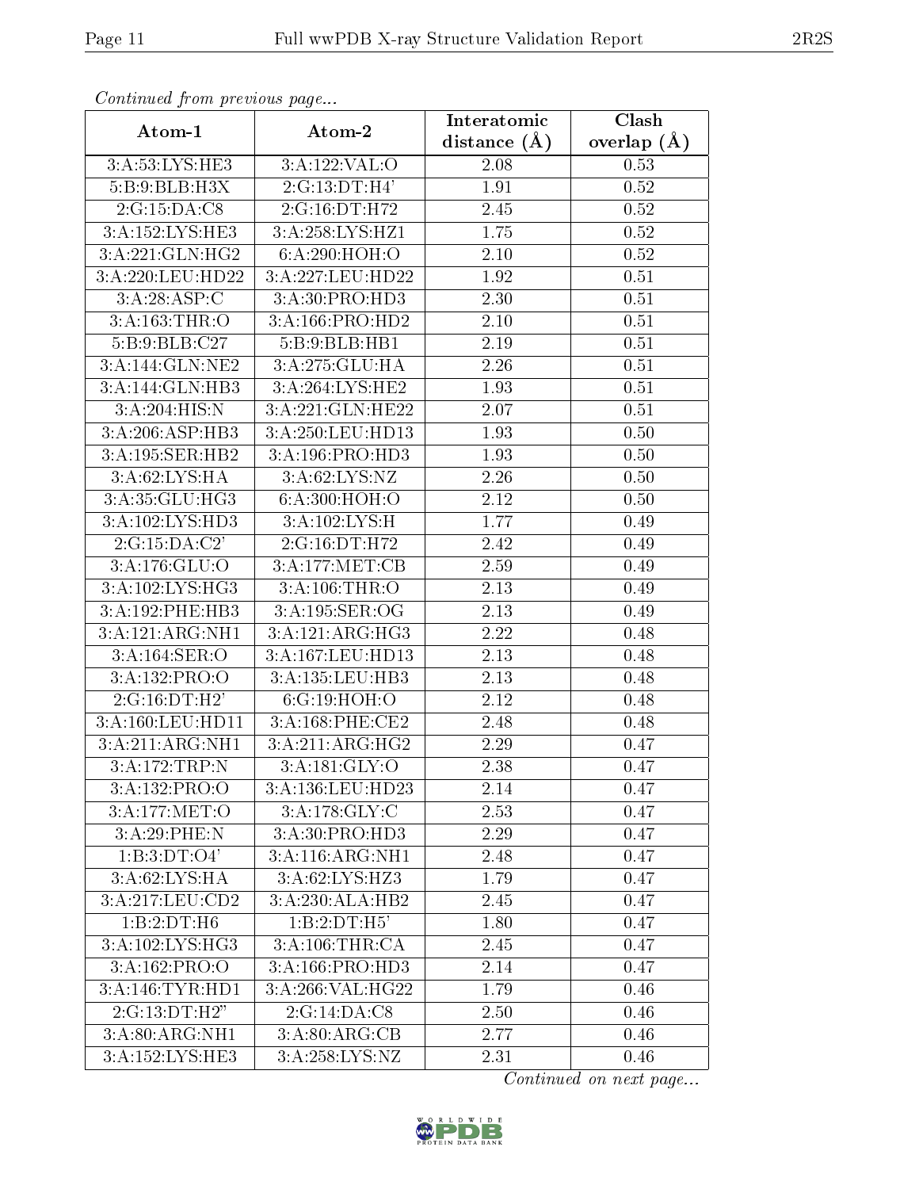*Continued from previous page...*

| Atom-1 | Atom-2 | Interatomic distance (Å) | Clash overlap (Å) |
| --- | --- | --- | --- |
| 3:A:53:LYS:HE3 | 3:A:122:VAL:O | 2.08 | 0.53 |
| 5:B:9:BLB:H3X | 2:G:13:DT:H4' | 1.91 | 0.52 |
| 2:G:15:DA:C8 | 2:G:16:DT:H72 | 2.45 | 0.52 |
| 3:A:152:LYS:HE3 | 3:A:258:LYS:HZ1 | 1.75 | 0.52 |
| 3:A:221:GLN:HG2 | 6:A:290:HOH:O | 2.10 | 0.52 |
| 3:A:220:LEU:HD22 | 3:A:227:LEU:HD22 | 1.92 | 0.51 |
| 3:A:28:ASP:C | 3:A:30:PRO:HD3 | 2.30 | 0.51 |
| 3:A:163:THR:O | 3:A:166:PRO:HD2 | 2.10 | 0.51 |
| 5:B:9:BLB:C27 | 5:B:9:BLB:HB1 | 2.19 | 0.51 |
| 3:A:144:GLN:NE2 | 3:A:275:GLU:HA | 2.26 | 0.51 |
| 3:A:144:GLN:HB3 | 3:A:264:LYS:HE2 | 1.93 | 0.51 |
| 3:A:204:HIS:N | 3:A:221:GLN:HE22 | 2.07 | 0.51 |
| 3:A:206:ASP:HB3 | 3:A:250:LEU:HD13 | 1.93 | 0.50 |
| 3:A:195:SER:HB2 | 3:A:196:PRO:HD3 | 1.93 | 0.50 |
| 3:A:62:LYS:HA | 3:A:62:LYS:NZ | 2.26 | 0.50 |
| 3:A:35:GLU:HG3 | 6:A:300:HOH:O | 2.12 | 0.50 |
| 3:A:102:LYS:HD3 | 3:A:102:LYS:H | 1.77 | 0.49 |
| 2:G:15:DA:C2' | 2:G:16:DT:H72 | 2.42 | 0.49 |
| 3:A:176:GLU:O | 3:A:177:MET:CB | 2.59 | 0.49 |
| 3:A:102:LYS:HG3 | 3:A:106:THR:O | 2.13 | 0.49 |
| 3:A:192:PHE:HB3 | 3:A:195:SER:OG | 2.13 | 0.49 |
| 3:A:121:ARG:NH1 | 3:A:121:ARG:HG3 | 2.22 | 0.48 |
| 3:A:164:SER:O | 3:A:167:LEU:HD13 | 2.13 | 0.48 |
| 3:A:132:PRO:O | 3:A:135:LEU:HB3 | 2.13 | 0.48 |
| 2:G:16:DT:H2' | 6:G:19:HOH:O | 2.12 | 0.48 |
| 3:A:160:LEU:HD11 | 3:A:168:PHE:CE2 | 2.48 | 0.48 |
| 3:A:211:ARG:NH1 | 3:A:211:ARG:HG2 | 2.29 | 0.47 |
| 3:A:172:TRP:N | 3:A:181:GLY:O | 2.38 | 0.47 |
| 3:A:132:PRO:O | 3:A:136:LEU:HD23 | 2.14 | 0.47 |
| 3:A:177:MET:O | 3:A:178:GLY:C | 2.53 | 0.47 |
| 3:A:29:PHE:N | 3:A:30:PRO:HD3 | 2.29 | 0.47 |
| 1:B:3:DT:O4' | 3:A:116:ARG:NH1 | 2.48 | 0.47 |
| 3:A:62:LYS:HA | 3:A:62:LYS:HZ3 | 1.79 | 0.47 |
| 3:A:217:LEU:CD2 | 3:A:230:ALA:HB2 | 2.45 | 0.47 |
| 1:B:2:DT:H6 | 1:B:2:DT:H5' | 1.80 | 0.47 |
| 3:A:102:LYS:HG3 | 3:A:106:THR:CA | 2.45 | 0.47 |
| 3:A:162:PRO:O | 3:A:166:PRO:HD3 | 2.14 | 0.47 |
| 3:A:146:TYR:HD1 | 3:A:266:VAL:HG22 | 1.79 | 0.46 |
| 2:G:13:DT:H2" | 2:G:14:DA:C8 | 2.50 | 0.46 |
| 3:A:80:ARG:NH1 | 3:A:80:ARG:CB | 2.77 | 0.46 |
| 3:A:152:LYS:HE3 | 3:A:258:LYS:NZ | 2.31 | 0.46 |

*Continued on next page...*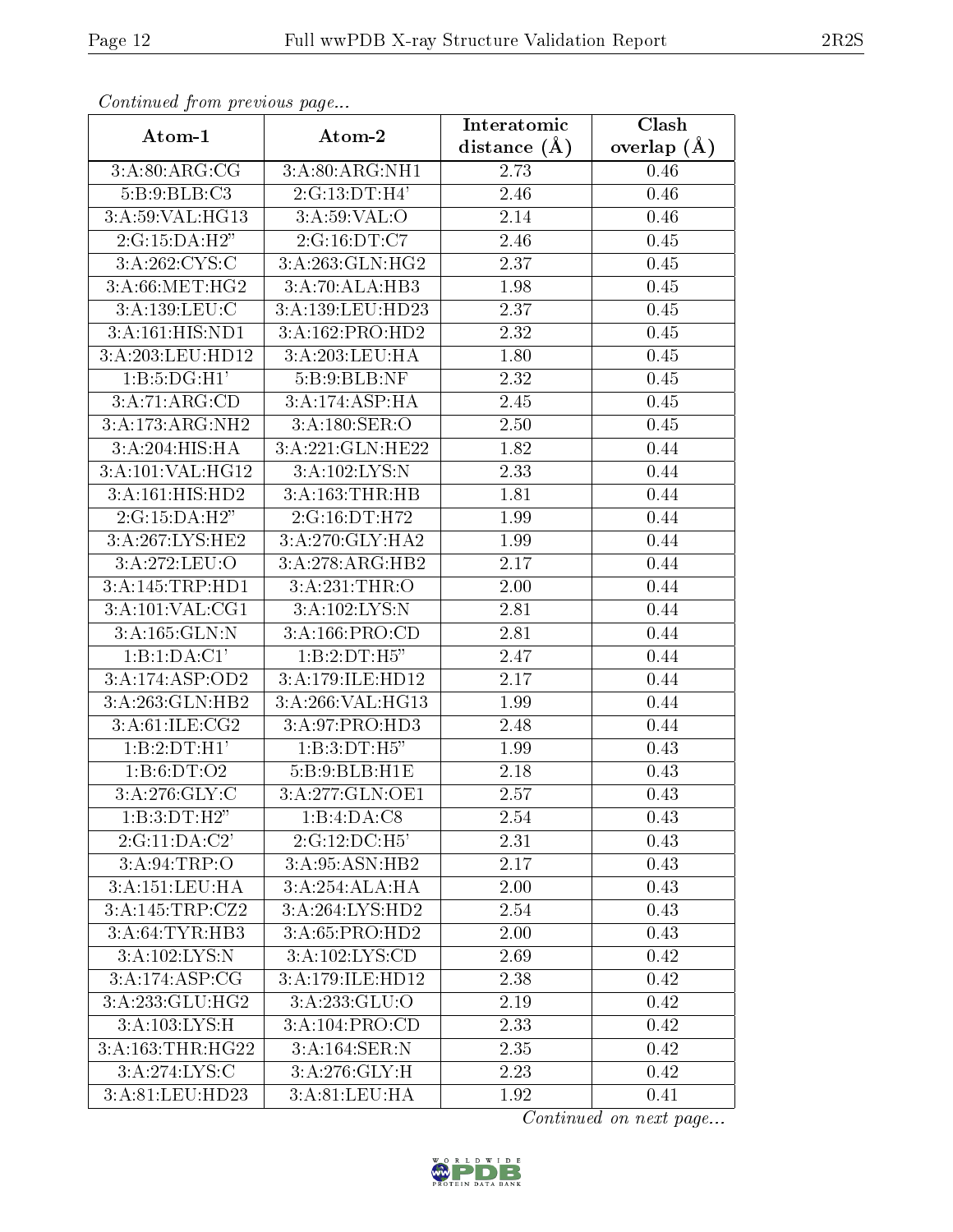*Continued from previous page...*

| Atom-1 | Atom-2 | Interatomic distance (Å) | Clash overlap (Å) |
|---|---|---|---|
| 3:A:80:ARG:CG | 3:A:80:ARG:NH1 | 2.73 | 0.46 |
| 5:B:9:BLB:C3 | 2:G:13:DT:H4' | 2.46 | 0.46 |
| 3:A:59:VAL:HG13 | 3:A:59:VAL:O | 2.14 | 0.46 |
| 2:G:15:DA:H2" | 2:G:16:DT:C7 | 2.46 | 0.45 |
| 3:A:262:CYS:C | 3:A:263:GLN:HG2 | 2.37 | 0.45 |
| 3:A:66:MET:HG2 | 3:A:70:ALA:HB3 | 1.98 | 0.45 |
| 3:A:139:LEU:C | 3:A:139:LEU:HD23 | 2.37 | 0.45 |
| 3:A:161:HIS:ND1 | 3:A:162:PRO:HD2 | 2.32 | 0.45 |
| 3:A:203:LEU:HD12 | 3:A:203:LEU:HA | 1.80 | 0.45 |
| 1:B:5:DG:H1' | 5:B:9:BLB:NF | 2.32 | 0.45 |
| 3:A:71:ARG:CD | 3:A:174:ASP:HA | 2.45 | 0.45 |
| 3:A:173:ARG:NH2 | 3:A:180:SER:O | 2.50 | 0.45 |
| 3:A:204:HIS:HA | 3:A:221:GLN:HE22 | 1.82 | 0.44 |
| 3:A:101:VAL:HG12 | 3:A:102:LYS:N | 2.33 | 0.44 |
| 3:A:161:HIS:HD2 | 3:A:163:THR:HB | 1.81 | 0.44 |
| 2:G:15:DA:H2" | 2:G:16:DT:H72 | 1.99 | 0.44 |
| 3:A:267:LYS:HE2 | 3:A:270:GLY:HA2 | 1.99 | 0.44 |
| 3:A:272:LEU:O | 3:A:278:ARG:HB2 | 2.17 | 0.44 |
| 3:A:145:TRP:HD1 | 3:A:231:THR:O | 2.00 | 0.44 |
| 3:A:101:VAL:CG1 | 3:A:102:LYS:N | 2.81 | 0.44 |
| 3:A:165:GLN:N | 3:A:166:PRO:CD | 2.81 | 0.44 |
| 1:B:1:DA:C1' | 1:B:2:DT:H5" | 2.47 | 0.44 |
| 3:A:174:ASP:OD2 | 3:A:179:ILE:HD12 | 2.17 | 0.44 |
| 3:A:263:GLN:HB2 | 3:A:266:VAL:HG13 | 1.99 | 0.44 |
| 3:A:61:ILE:CG2 | 3:A:97:PRO:HD3 | 2.48 | 0.44 |
| 1:B:2:DT:H1' | 1:B:3:DT:H5" | 1.99 | 0.43 |
| 1:B:6:DT:O2 | 5:B:9:BLB:H1E | 2.18 | 0.43 |
| 3:A:276:GLY:C | 3:A:277:GLN:OE1 | 2.57 | 0.43 |
| 1:B:3:DT:H2" | 1:B:4:DA:C8 | 2.54 | 0.43 |
| 2:G:11:DA:C2' | 2:G:12:DC:H5' | 2.31 | 0.43 |
| 3:A:94:TRP:O | 3:A:95:ASN:HB2 | 2.17 | 0.43 |
| 3:A:151:LEU:HA | 3:A:254:ALA:HA | 2.00 | 0.43 |
| 3:A:145:TRP:CZ2 | 3:A:264:LYS:HD2 | 2.54 | 0.43 |
| 3:A:64:TYR:HB3 | 3:A:65:PRO:HD2 | 2.00 | 0.43 |
| 3:A:102:LYS:N | 3:A:102:LYS:CD | 2.69 | 0.42 |
| 3:A:174:ASP:CG | 3:A:179:ILE:HD12 | 2.38 | 0.42 |
| 3:A:233:GLU:HG2 | 3:A:233:GLU:O | 2.19 | 0.42 |
| 3:A:103:LYS:H | 3:A:104:PRO:CD | 2.33 | 0.42 |
| 3:A:163:THR:HG22 | 3:A:164:SER:N | 2.35 | 0.42 |
| 3:A:274:LYS:C | 3:A:276:GLY:H | 2.23 | 0.42 |
| 3:A:81:LEU:HD23 | 3:A:81:LEU:HA | 1.92 | 0.41 |

*Continued on next page...*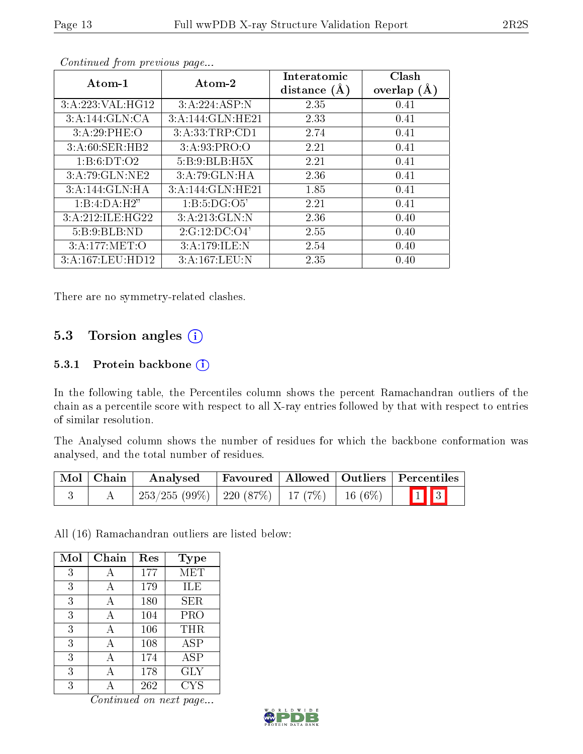*Continued from previous page...*

| Atom-1 | Atom-2 | Interatomic distance (Å) | Clash overlap (Å) |
|---|---|---|---|
| 3:A:223:VAL:HG12 | 3:A:224:ASP:N | 2.35 | 0.41 |
| 3:A:144:GLN:CA | 3:A:144:GLN:HE21 | 2.33 | 0.41 |
| 3:A:29:PHE:O | 3:A:33:TRP:CD1 | 2.74 | 0.41 |
| 3:A:60:SER:HB2 | 3:A:93:PRO:O | 2.21 | 0.41 |
| 1:B:6:DT:O2 | 5:B:9:BLB:H5X | 2.21 | 0.41 |
| 3:A:79:GLN:NE2 | 3:A:79:GLN:HA | 2.36 | 0.41 |
| 3:A:144:GLN:HA | 3:A:144:GLN:HE21 | 1.85 | 0.41 |
| 1:B:4:DA:H2" | 1:B:5:DG:O5' | 2.21 | 0.41 |
| 3:A:212:ILE:HG22 | 3:A:213:GLN:N | 2.36 | 0.40 |
| 5:B:9:BLB:ND | 2:G:12:DC:O4' | 2.55 | 0.40 |
| 3:A:177:MET:O | 3:A:179:ILE:N | 2.54 | 0.40 |
| 3:A:167:LEU:HD12 | 3:A:167:LEU:N | 2.35 | 0.40 |

There are no symmetry-related clashes.

## 5.3 Torsion angles

### 5.3.1 Protein backbone

In the following table, the Percentiles column shows the percent Ramachandran outliers of the chain as a percentile score with respect to all X-ray entries followed by that with respect to entries of similar resolution.

The Analysed column shows the number of residues for which the backbone conformation was analysed, and the total number of residues.

| Mol | Chain | Analysed | Favoured | Allowed | Outliers | Percentiles | |
|---|---|---|---|---|---|---|---|
| 3 | A | 253/255 (99%) | 220 (87%) | 17 (7%) | 16 (6%) | 1 | 3 |

All (16) Ramachandran outliers are listed below:

| Mol | Chain | Res | Type |
|---|---|---|---|
| 3 | A | 177 | MET |
| 3 | A | 179 | ILE |
| 3 | A | 180 | SER |
| 3 | A | 104 | PRO |
| 3 | A | 106 | THR |
| 3 | A | 108 | ASP |
| 3 | A | 174 | ASP |
| 3 | A | 178 | GLY |
| 3 | A | 262 | CYS |

*Continued on next page...*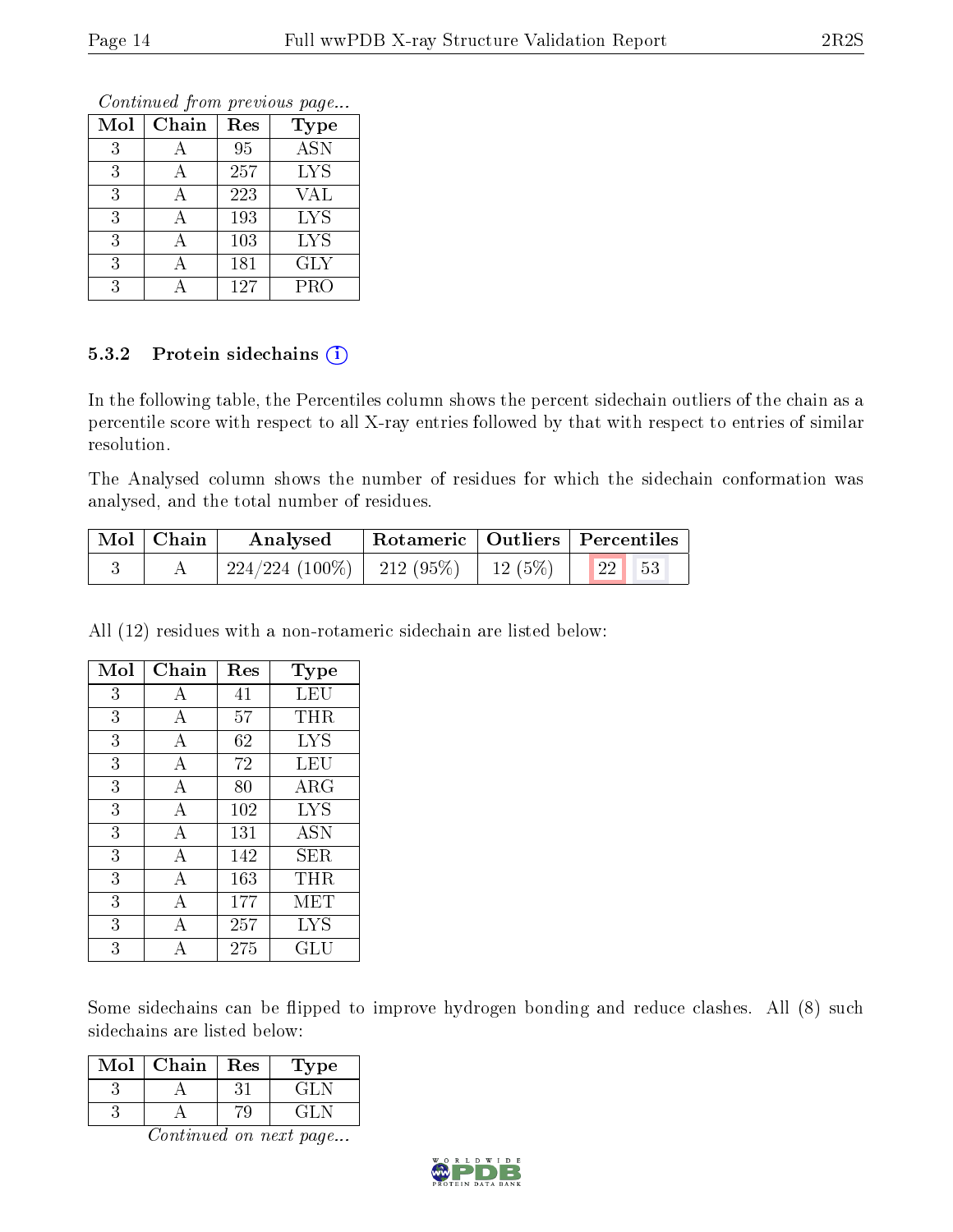*Continued from previous page...*

| Mol | Chain | Res | Type |
|---|---|---|---|
| 3 | A | 95 | ASN |
| 3 | A | 257 | LYS |
| 3 | A | 223 | VAL |
| 3 | A | 193 | LYS |
| 3 | A | 103 | LYS |
| 3 | A | 181 | GLY |
| 3 | A | 127 | PRO |

### 5.3.2 Protein sidechains

In the following table, the Percentiles column shows the percent sidechain outliers of the chain as a percentile score with respect to all X-ray entries followed by that with respect to entries of similar resolution.

The Analysed column shows the number of residues for which the sidechain conformation was analysed, and the total number of residues.

| Mol | Chain | Analysed | Rotameric | Outliers | Percentiles | |
|---|---|---|---|---|---|---|
| 3 | A | 224/224 (100%) | 212 (95%) | 12 (5%) | 22 | 53 |

All (12) residues with a non-rotameric sidechain are listed below:

| Mol | Chain | Res | Type |
|---|---|---|---|
| 3 | A | 41 | LEU |
| 3 | A | 57 | THR |
| 3 | A | 62 | LYS |
| 3 | A | 72 | LEU |
| 3 | A | 80 | ARG |
| 3 | A | 102 | LYS |
| 3 | A | 131 | ASN |
| 3 | A | 142 | SER |
| 3 | A | 163 | THR |
| 3 | A | 177 | MET |
| 3 | A | 257 | LYS |
| 3 | A | 275 | GLU |

Some sidechains can be flipped to improve hydrogen bonding and reduce clashes. All (8) such sidechains are listed below:

| Mol | Chain | Res | Type |
|---|---|---|---|
| 3 | A | 31 | GLN |
| 3 | A | 79 | GLN |

*Continued on next page...*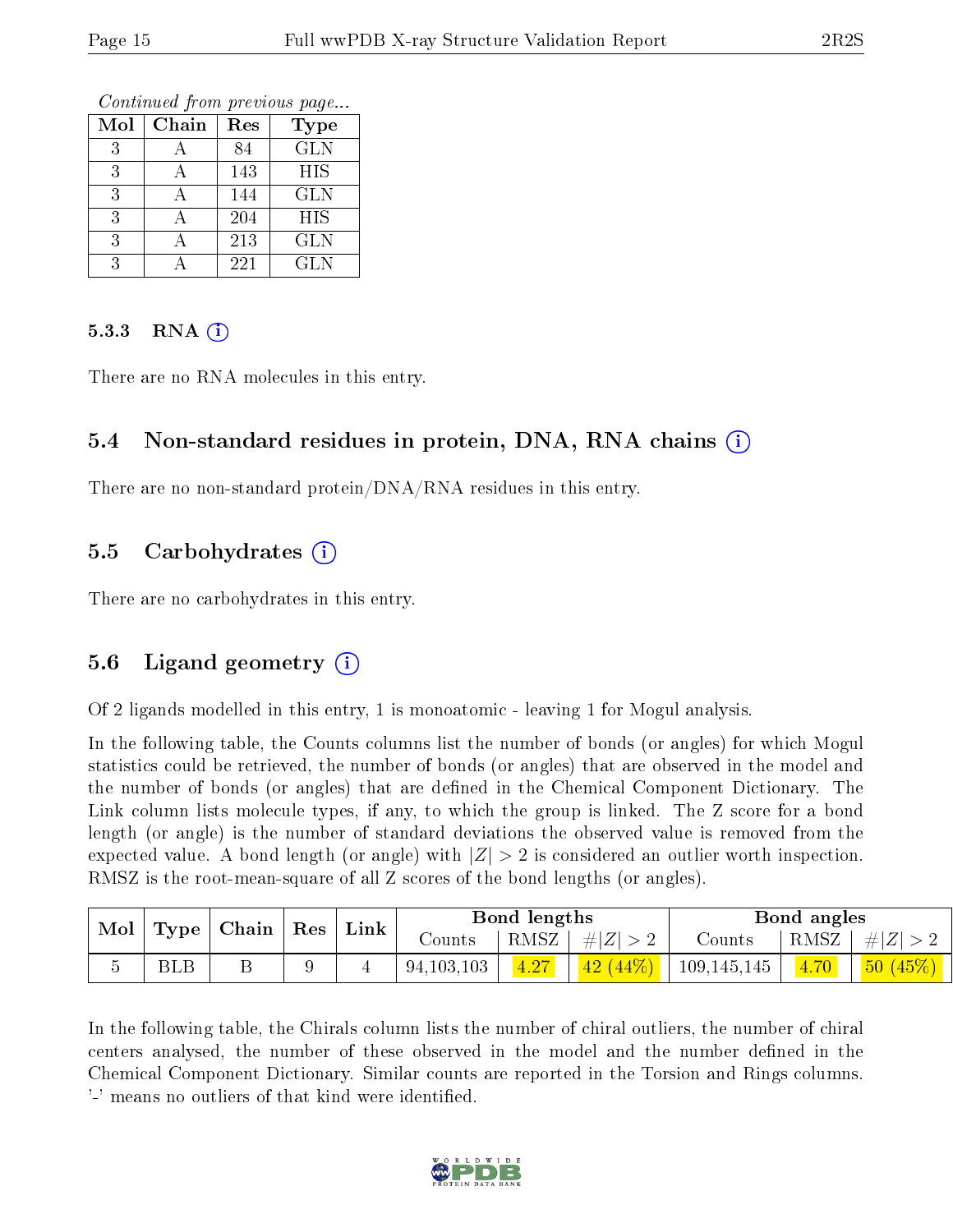*Continued from previous page...*

| Mol | Chain | Res | Type |
|---|---|---|---|
| 3 | A | 84 | GLN |
| 3 | A | 143 | HIS |
| 3 | A | 144 | GLN |
| 3 | A | 204 | HIS |
| 3 | A | 213 | GLN |
| 3 | A | 221 | GLN |

#### 5.3.3 RNA (i)

There are no RNA molecules in this entry.

### 5.4 Non-standard residues in protein, DNA, RNA chains (i)

There are no non-standard protein/DNA/RNA residues in this entry.

### 5.5 Carbohydrates (i)

There are no carbohydrates in this entry.

### 5.6 Ligand geometry (i)

Of 2 ligands modelled in this entry, 1 is monoatomic - leaving 1 for Mogul analysis.

In the following table, the Counts columns list the number of bonds (or angles) for which Mogul statistics could be retrieved, the number of bonds (or angles) that are observed in the model and the number of bonds (or angles) that are defined in the Chemical Component Dictionary. The Link column lists molecule types, if any, to which the group is linked. The Z score for a bond length (or angle) is the number of standard deviations the observed value is removed from the expected value. A bond length (or angle) with $|Z| > 2$ is considered an outlier worth inspection. RMSZ is the root-mean-square of all Z scores of the bond lengths (or angles).

| Mol | Type | Chain | Res | Link | Bond lengths | | | Bond angles | | |
|---|---|---|---|---|---|---|---|---|---|---|
| | | | | | Counts | RMSZ | $\#\|Z\| > 2$ | Counts | RMSZ | $\#\|Z\| > 2$ |
| 5 | BLB | B | 9 | 4 | 94,103,103 | 4.27 | 42 (44%) | 109,145,145 | 4.70 | 50 (45%) |

In the following table, the Chirals column lists the number of chiral outliers, the number of chiral centers analysed, the number of these observed in the model and the number defined in the Chemical Component Dictionary. Similar counts are reported in the Torsion and Rings columns. '-' means no outliers of that kind were identified.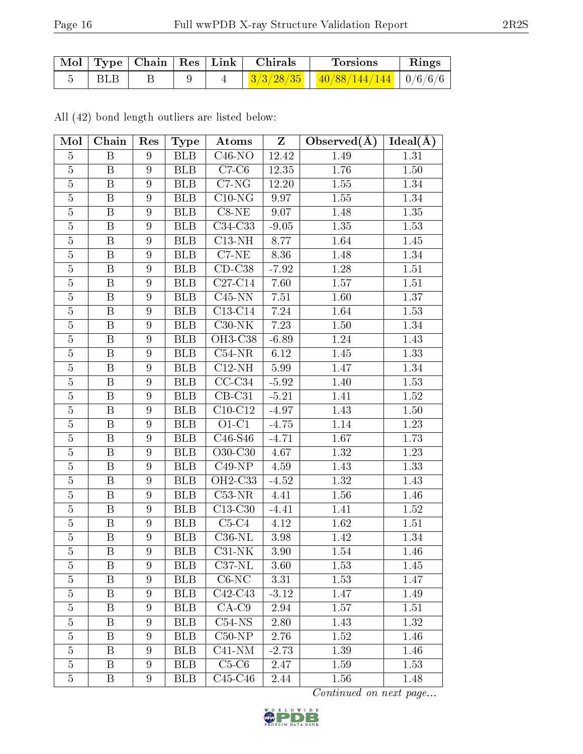| Mol | Type | Chain | Res | Link | Chirals | Torsions | Rings |
|---|---|---|---|---|---|---|---|
| 5 | BLB | B | 9 | 4 | 3/3/28/35 | 40/88/144/144 | 0/6/6/6 |

All (42) bond length outliers are listed below:

| Mol | Chain | Res | Type | Atoms | Z | Observed(Å) | Ideal(Å) |
|---|---|---|---|---|---|---|---|
| 5 | B | 9 | BLB | C46-NO | 12.42 | 1.49 | 1.31 |
| 5 | B | 9 | BLB | C7-C6 | 12.35 | 1.76 | 1.50 |
| 5 | B | 9 | BLB | C7-NG | 12.20 | 1.55 | 1.34 |
| 5 | B | 9 | BLB | C10-NG | 9.97 | 1.55 | 1.34 |
| 5 | B | 9 | BLB | C8-NE | 9.07 | 1.48 | 1.35 |
| 5 | B | 9 | BLB | C34-C33 | -9.05 | 1.35 | 1.53 |
| 5 | B | 9 | BLB | C13-NH | 8.77 | 1.64 | 1.45 |
| 5 | B | 9 | BLB | C7-NE | 8.36 | 1.48 | 1.34 |
| 5 | B | 9 | BLB | CD-C38 | -7.92 | 1.28 | 1.51 |
| 5 | B | 9 | BLB | C27-C14 | 7.60 | 1.57 | 1.51 |
| 5 | B | 9 | BLB | C45-NN | 7.51 | 1.60 | 1.37 |
| 5 | B | 9 | BLB | C13-C14 | 7.24 | 1.64 | 1.53 |
| 5 | B | 9 | BLB | C30-NK | 7.23 | 1.50 | 1.34 |
| 5 | B | 9 | BLB | OH3-C38 | -6.89 | 1.24 | 1.43 |
| 5 | B | 9 | BLB | C54-NR | 6.12 | 1.45 | 1.33 |
| 5 | B | 9 | BLB | C12-NH | 5.99 | 1.47 | 1.34 |
| 5 | B | 9 | BLB | CC-C34 | -5.92 | 1.40 | 1.53 |
| 5 | B | 9 | BLB | CB-C31 | -5.21 | 1.41 | 1.52 |
| 5 | B | 9 | BLB | C10-C12 | -4.97 | 1.43 | 1.50 |
| 5 | B | 9 | BLB | O1-C1 | -4.75 | 1.14 | 1.23 |
| 5 | B | 9 | BLB | C46-S46 | -4.71 | 1.67 | 1.73 |
| 5 | B | 9 | BLB | O30-C30 | 4.67 | 1.32 | 1.23 |
| 5 | B | 9 | BLB | C49-NP | 4.59 | 1.43 | 1.33 |
| 5 | B | 9 | BLB | OH2-C33 | -4.52 | 1.32 | 1.43 |
| 5 | B | 9 | BLB | C53-NR | 4.41 | 1.56 | 1.46 |
| 5 | B | 9 | BLB | C13-C30 | -4.41 | 1.41 | 1.52 |
| 5 | B | 9 | BLB | C5-C4 | 4.12 | 1.62 | 1.51 |
| 5 | B | 9 | BLB | C36-NL | 3.98 | 1.42 | 1.34 |
| 5 | B | 9 | BLB | C31-NK | 3.90 | 1.54 | 1.46 |
| 5 | B | 9 | BLB | C37-NL | 3.60 | 1.53 | 1.45 |
| 5 | B | 9 | BLB | C6-NC | 3.31 | 1.53 | 1.47 |
| 5 | B | 9 | BLB | C42-C43 | -3.12 | 1.47 | 1.49 |
| 5 | B | 9 | BLB | CA-C9 | 2.94 | 1.57 | 1.51 |
| 5 | B | 9 | BLB | C54-NS | 2.80 | 1.43 | 1.32 |
| 5 | B | 9 | BLB | C50-NP | 2.76 | 1.52 | 1.46 |
| 5 | B | 9 | BLB | C41-NM | -2.73 | 1.39 | 1.46 |
| 5 | B | 9 | BLB | C5-C6 | 2.47 | 1.59 | 1.53 |
| 5 | B | 9 | BLB | C45-C46 | 2.44 | 1.56 | 1.48 |

*Continued on next page...*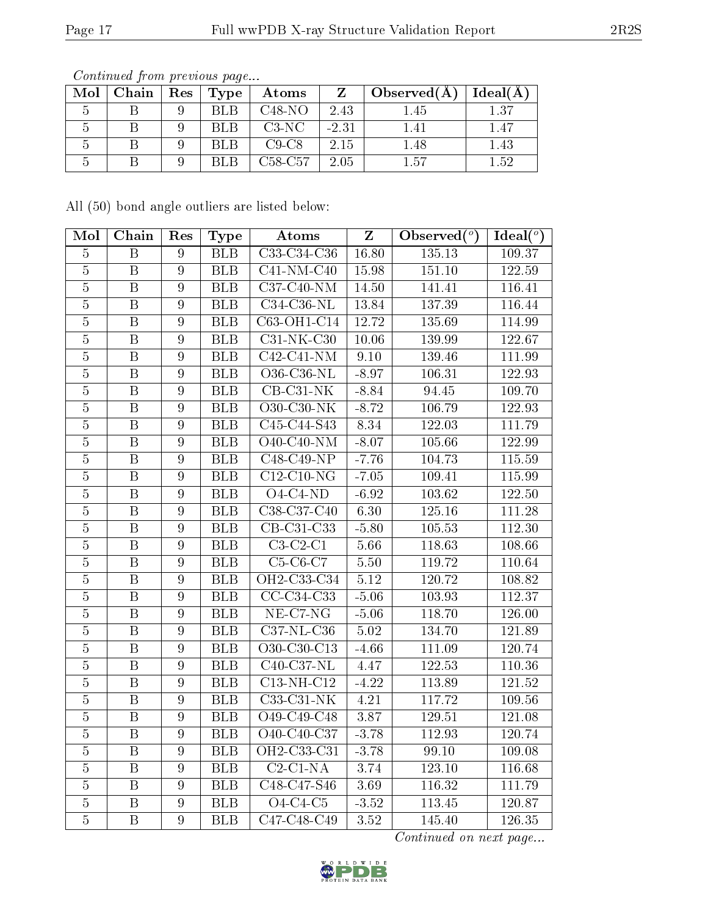*Continued from previous page...*

| Mol | Chain | Res | Type | Atoms | Z | Observed(Å) | Ideal(Å) |
|---|---|---|---|---|---|---|---|
| 5 | B | 9 | BLB | C48-NO | 2.43 | 1.45 | 1.37 |
| 5 | B | 9 | BLB | C3-NC | -2.31 | 1.41 | 1.47 |
| 5 | B | 9 | BLB | C9-C8 | 2.15 | 1.48 | 1.43 |
| 5 | B | 9 | BLB | C58-C57 | 2.05 | 1.57 | 1.52 |

All (50) bond angle outliers are listed below:

| Mol | Chain | Res | Type | Atoms | Z | Observed(°) | Ideal(°) |
|---|---|---|---|---|---|---|---|
| 5 | B | 9 | BLB | C33-C34-C36 | 16.80 | 135.13 | 109.37 |
| 5 | B | 9 | BLB | C41-NM-C40 | 15.98 | 151.10 | 122.59 |
| 5 | B | 9 | BLB | C37-C40-NM | 14.50 | 141.41 | 116.41 |
| 5 | B | 9 | BLB | C34-C36-NL | 13.84 | 137.39 | 116.44 |
| 5 | B | 9 | BLB | C63-OH1-C14 | 12.72 | 135.69 | 114.99 |
| 5 | B | 9 | BLB | C31-NK-C30 | 10.06 | 139.99 | 122.67 |
| 5 | B | 9 | BLB | C42-C41-NM | 9.10 | 139.46 | 111.99 |
| 5 | B | 9 | BLB | O36-C36-NL | -8.97 | 106.31 | 122.93 |
| 5 | B | 9 | BLB | CB-C31-NK | -8.84 | 94.45 | 109.70 |
| 5 | B | 9 | BLB | O30-C30-NK | -8.72 | 106.79 | 122.93 |
| 5 | B | 9 | BLB | C45-C44-S43 | 8.34 | 122.03 | 111.79 |
| 5 | B | 9 | BLB | O40-C40-NM | -8.07 | 105.66 | 122.99 |
| 5 | B | 9 | BLB | C48-C49-NP | -7.76 | 104.73 | 115.59 |
| 5 | B | 9 | BLB | C12-C10-NG | -7.05 | 109.41 | 115.99 |
| 5 | B | 9 | BLB | O4-C4-ND | -6.92 | 103.62 | 122.50 |
| 5 | B | 9 | BLB | C38-C37-C40 | 6.30 | 125.16 | 111.28 |
| 5 | B | 9 | BLB | CB-C31-C33 | -5.80 | 105.53 | 112.30 |
| 5 | B | 9 | BLB | C3-C2-C1 | 5.66 | 118.63 | 108.66 |
| 5 | B | 9 | BLB | C5-C6-C7 | 5.50 | 119.72 | 110.64 |
| 5 | B | 9 | BLB | OH2-C33-C34 | 5.12 | 120.72 | 108.82 |
| 5 | B | 9 | BLB | CC-C34-C33 | -5.06 | 103.93 | 112.37 |
| 5 | B | 9 | BLB | NE-C7-NG | -5.06 | 118.70 | 126.00 |
| 5 | B | 9 | BLB | C37-NL-C36 | 5.02 | 134.70 | 121.89 |
| 5 | B | 9 | BLB | O30-C30-C13 | -4.66 | 111.09 | 120.74 |
| 5 | B | 9 | BLB | C40-C37-NL | 4.47 | 122.53 | 110.36 |
| 5 | B | 9 | BLB | C13-NH-C12 | -4.22 | 113.89 | 121.52 |
| 5 | B | 9 | BLB | C33-C31-NK | 4.21 | 117.72 | 109.56 |
| 5 | B | 9 | BLB | O49-C49-C48 | 3.87 | 129.51 | 121.08 |
| 5 | B | 9 | BLB | O40-C40-C37 | -3.78 | 112.93 | 120.74 |
| 5 | B | 9 | BLB | OH2-C33-C31 | -3.78 | 99.10 | 109.08 |
| 5 | B | 9 | BLB | C2-C1-NA | 3.74 | 123.10 | 116.68 |
| 5 | B | 9 | BLB | C48-C47-S46 | 3.69 | 116.32 | 111.79 |
| 5 | B | 9 | BLB | O4-C4-C5 | -3.52 | 113.45 | 120.87 |
| 5 | B | 9 | BLB | C47-C48-C49 | 3.52 | 145.40 | 126.35 |

*Continued on next page...*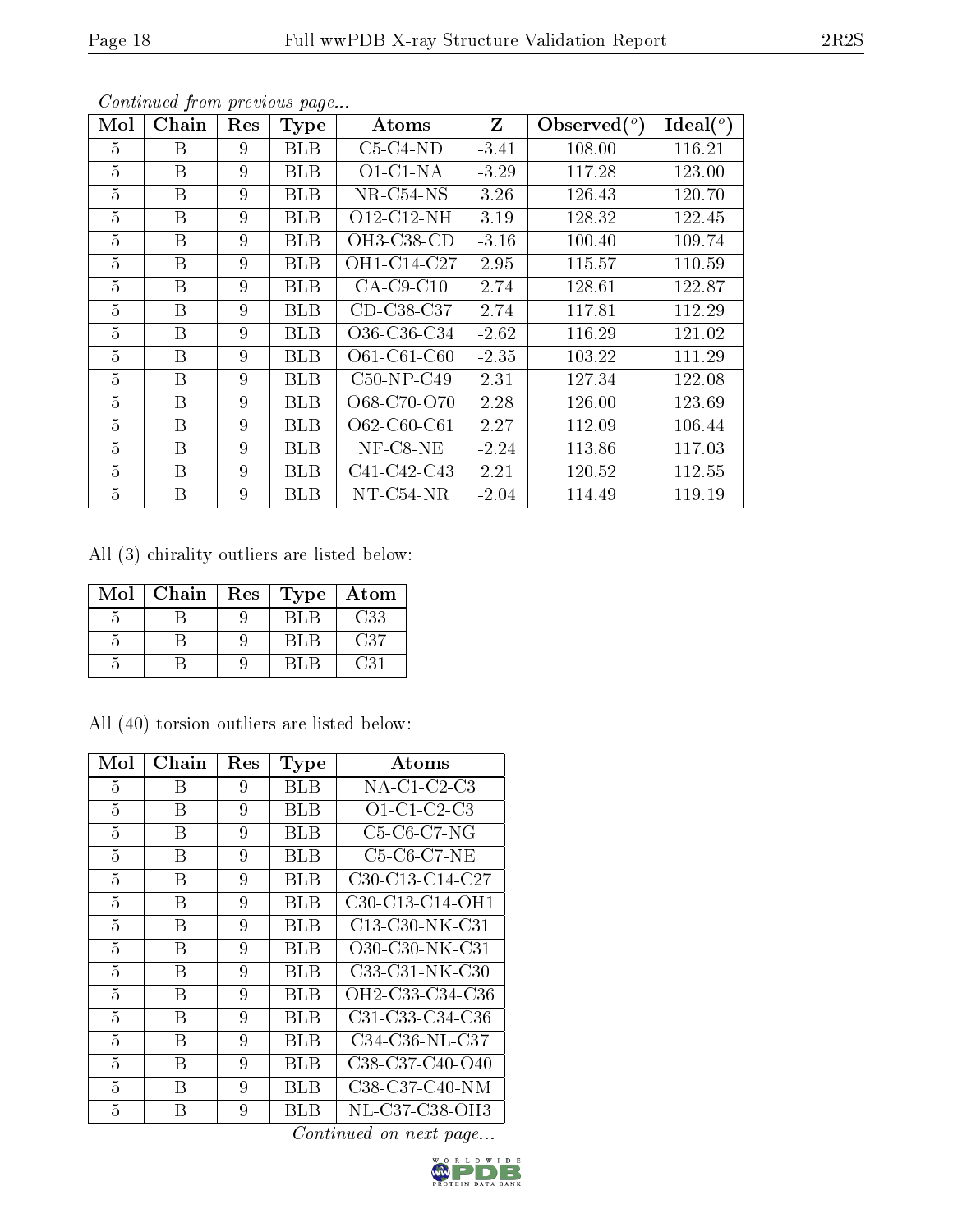*Continued from previous page...*

| Mol | Chain | Res | Type | Atoms | Z | Observed(°) | Ideal(°) |
|---|---|---|---|---|---|---|---|
| 5 | B | 9 | BLB | C5-C4-ND | -3.41 | 108.00 | 116.21 |
| 5 | B | 9 | BLB | O1-C1-NA | -3.29 | 117.28 | 123.00 |
| 5 | B | 9 | BLB | NR-C54-NS | 3.26 | 126.43 | 120.70 |
| 5 | B | 9 | BLB | O12-C12-NH | 3.19 | 128.32 | 122.45 |
| 5 | B | 9 | BLB | OH3-C38-CD | -3.16 | 100.40 | 109.74 |
| 5 | B | 9 | BLB | OH1-C14-C27 | 2.95 | 115.57 | 110.59 |
| 5 | B | 9 | BLB | CA-C9-C10 | 2.74 | 128.61 | 122.87 |
| 5 | B | 9 | BLB | CD-C38-C37 | 2.74 | 117.81 | 112.29 |
| 5 | B | 9 | BLB | O36-C36-C34 | -2.62 | 116.29 | 121.02 |
| 5 | B | 9 | BLB | O61-C61-C60 | -2.35 | 103.22 | 111.29 |
| 5 | B | 9 | BLB | C50-NP-C49 | 2.31 | 127.34 | 122.08 |
| 5 | B | 9 | BLB | O68-C70-O70 | 2.28 | 126.00 | 123.69 |
| 5 | B | 9 | BLB | O62-C60-C61 | 2.27 | 112.09 | 106.44 |
| 5 | B | 9 | BLB | NF-C8-NE | -2.24 | 113.86 | 117.03 |
| 5 | B | 9 | BLB | C41-C42-C43 | 2.21 | 120.52 | 112.55 |
| 5 | B | 9 | BLB | NT-C54-NR | -2.04 | 114.49 | 119.19 |

All (3) chirality outliers are listed below:

| Mol | Chain | Res | Type | Atom |
|---|---|---|---|---|
| 5 | B | 9 | BLB | C33 |
| 5 | B | 9 | BLB | C37 |
| 5 | B | 9 | BLB | C31 |

All (40) torsion outliers are listed below:

| Mol | Chain | Res | Type | Atoms |
|---|---|---|---|---|
| 5 | B | 9 | BLB | NA-C1-C2-C3 |
| 5 | B | 9 | BLB | O1-C1-C2-C3 |
| 5 | B | 9 | BLB | C5-C6-C7-NG |
| 5 | B | 9 | BLB | C5-C6-C7-NE |
| 5 | B | 9 | BLB | C30-C13-C14-C27 |
| 5 | B | 9 | BLB | C30-C13-C14-OH1 |
| 5 | B | 9 | BLB | C13-C30-NK-C31 |
| 5 | B | 9 | BLB | O30-C30-NK-C31 |
| 5 | B | 9 | BLB | C33-C31-NK-C30 |
| 5 | B | 9 | BLB | OH2-C33-C34-C36 |
| 5 | B | 9 | BLB | C31-C33-C34-C36 |
| 5 | B | 9 | BLB | C34-C36-NL-C37 |
| 5 | B | 9 | BLB | C38-C37-C40-O40 |
| 5 | B | 9 | BLB | C38-C37-C40-NM |
| 5 | B | 9 | BLB | NL-C37-C38-OH3 |

*Continued on next page...*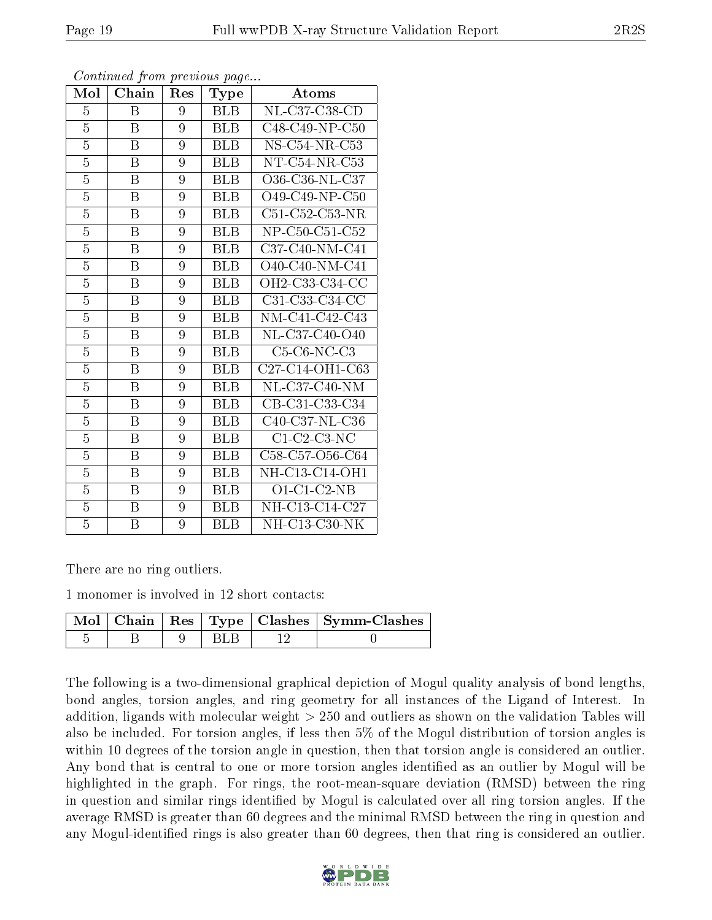*Continued from previous page...*

| Mol | Chain | Res | Type | Atoms |
|---|---|---|---|---|
| 5 | B | 9 | BLB | NL-C37-C38-CD |
| 5 | B | 9 | BLB | C48-C49-NP-C50 |
| 5 | B | 9 | BLB | NS-C54-NR-C53 |
| 5 | B | 9 | BLB | NT-C54-NR-C53 |
| 5 | B | 9 | BLB | O36-C36-NL-C37 |
| 5 | B | 9 | BLB | O49-C49-NP-C50 |
| 5 | B | 9 | BLB | C51-C52-C53-NR |
| 5 | B | 9 | BLB | NP-C50-C51-C52 |
| 5 | B | 9 | BLB | C37-C40-NM-C41 |
| 5 | B | 9 | BLB | O40-C40-NM-C41 |
| 5 | B | 9 | BLB | OH2-C33-C34-CC |
| 5 | B | 9 | BLB | C31-C33-C34-CC |
| 5 | B | 9 | BLB | NM-C41-C42-C43 |
| 5 | B | 9 | BLB | NL-C37-C40-O40 |
| 5 | B | 9 | BLB | C5-C6-NC-C3 |
| 5 | B | 9 | BLB | C27-C14-OH1-C63 |
| 5 | B | 9 | BLB | NL-C37-C40-NM |
| 5 | B | 9 | BLB | CB-C31-C33-C34 |
| 5 | B | 9 | BLB | C40-C37-NL-C36 |
| 5 | B | 9 | BLB | C1-C2-C3-NC |
| 5 | B | 9 | BLB | C58-C57-O56-C64 |
| 5 | B | 9 | BLB | NH-C13-C14-OH1 |
| 5 | B | 9 | BLB | O1-C1-C2-NB |
| 5 | B | 9 | BLB | NH-C13-C14-C27 |
| 5 | B | 9 | BLB | NH-C13-C30-NK |

There are no ring outliers.

1 monomer is involved in 12 short contacts:

| Mol | Chain | Res | Type | Clashes | Symm-Clashes |
|---|---|---|---|---|---|
| 5 | B | 9 | BLB | 12 | 0 |

The following is a two-dimensional graphical depiction of Mogul quality analysis of bond lengths, bond angles, torsion angles, and ring geometry for all instances of the Ligand of Interest. In addition, ligands with molecular weight > 250 and outliers as shown on the validation Tables will also be included. For torsion angles, if less then 5% of the Mogul distribution of torsion angles is within 10 degrees of the torsion angle in question, then that torsion angle is considered an outlier. Any bond that is central to one or more torsion angles identified as an outlier by Mogul will be highlighted in the graph. For rings, the root-mean-square deviation (RMSD) between the ring in question and similar rings identified by Mogul is calculated over all ring torsion angles. If the average RMSD is greater than 60 degrees and the minimal RMSD between the ring in question and any Mogul-identified rings is also greater than 60 degrees, then that ring is considered an outlier.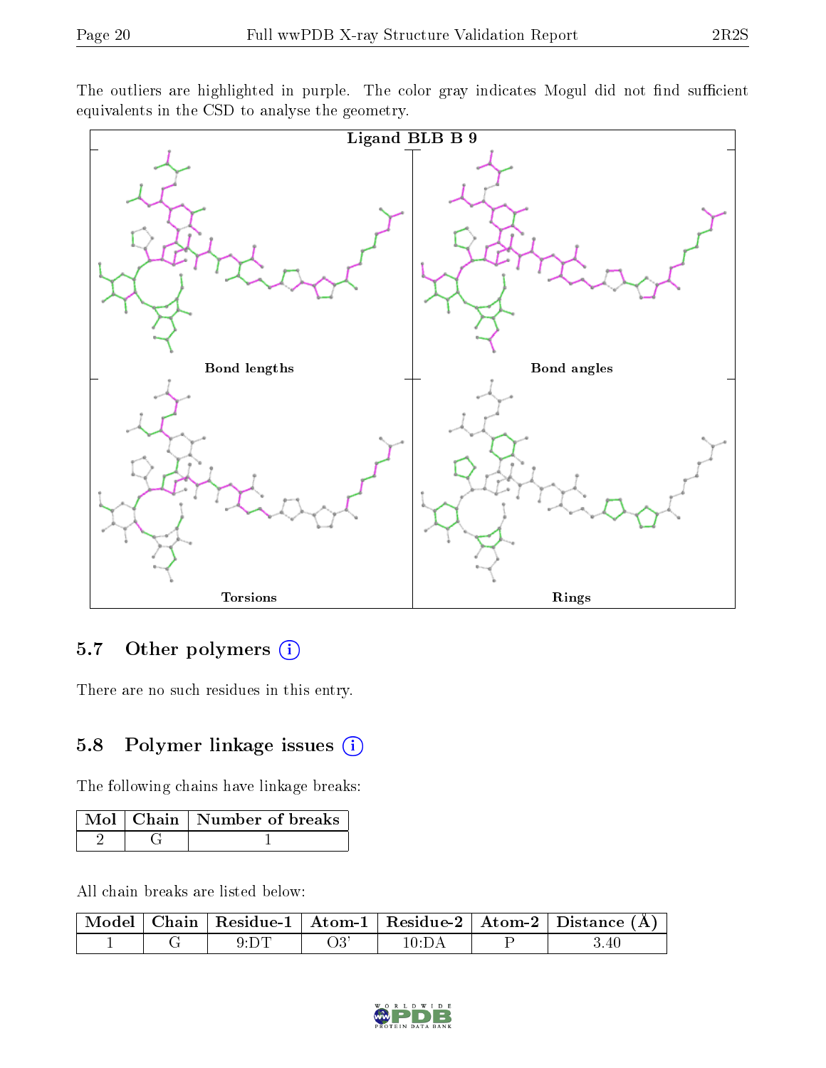The outliers are highlighted in purple. The color gray indicates Mogul did not find sufficient equivalents in the CSD to analyse the geometry.

Ligand BLB B 9

Bond lengths

Bond angles

Torsions

Rings

## 5.7 Other polymers

There are no such residues in this entry.

## 5.8 Polymer linkage issues

The following chains have linkage breaks:

| Mol | Chain | Number of breaks |
|---|---|---|
| 2 | G | 1 |

All chain breaks are listed below:

| Model | Chain | Residue-1 | Atom-1 | Residue-2 | Atom-2 | Distance (Å) |
|---|---|---|---|---|---|---|
| 1 | G | 9:DT | O3' | 10:DA | P | 3.40 |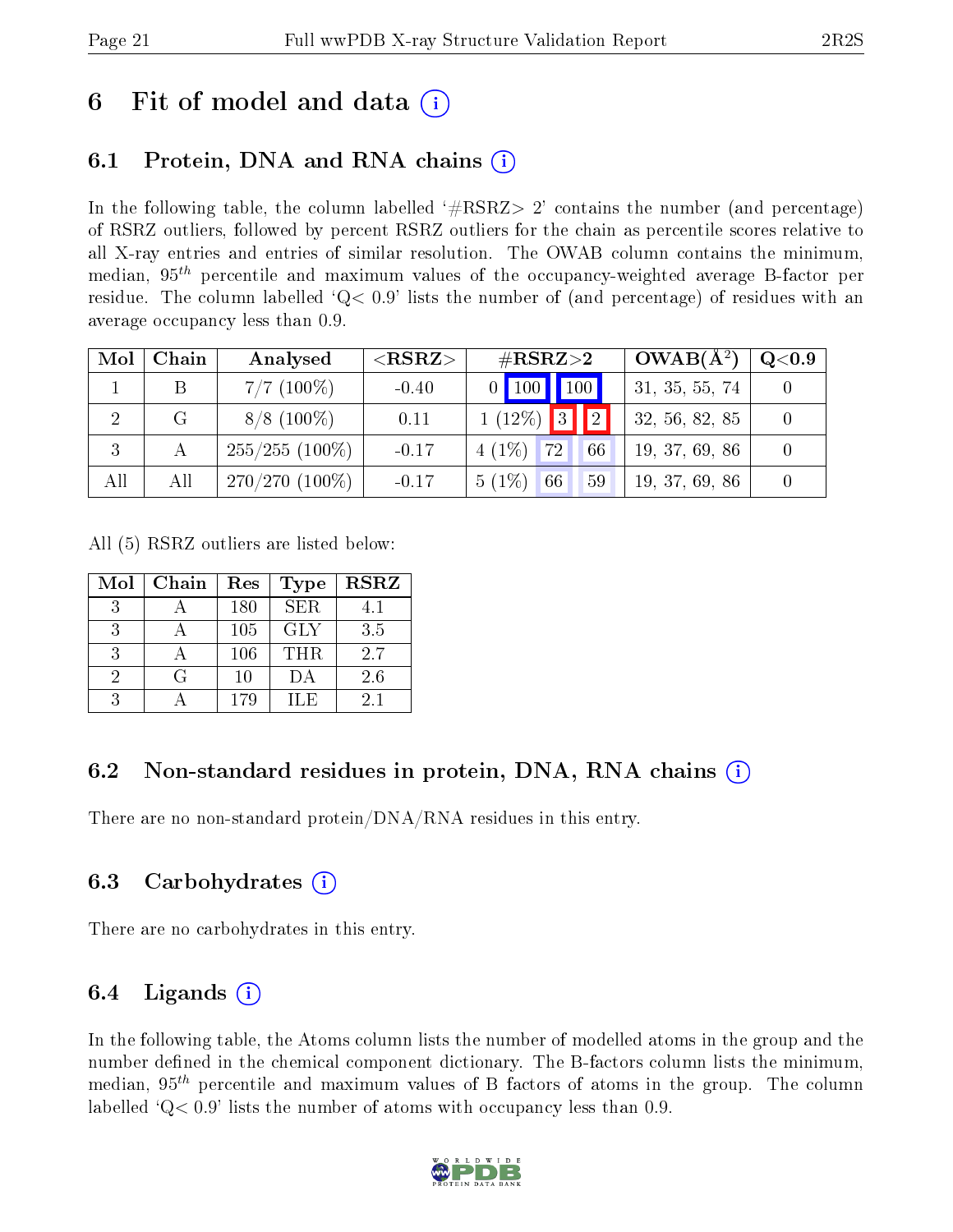# 6 Fit of model and data (i)

## 6.1 Protein, DNA and RNA chains (i)

In the following table, the column labelled '#RSRZ> 2' contains the number (and percentage) of RSRZ outliers, followed by percent RSRZ outliers for the chain as percentile scores relative to all X-ray entries and entries of similar resolution. The OWAB column contains the minimum, median, $95^{th}$ percentile and maximum values of the occupancy-weighted average B-factor per residue. The column labelled 'Q< 0.9' lists the number of (and percentage) of residues with an average occupancy less than 0.9.

| Mol | Chain | Analysed | <RSRZ> | #RSRZ>2 | | | OWAB(Å$^2$) | Q<0.9 |
|---|---|---|---|---|---|---|---|---|
| 1 | B | 7/7 (100%) | -0.40 | 0 | 100 | 100 | 31, 35, 55, 74 | 0 |
| 2 | G | 8/8 (100%) | 0.11 | 1 (12%) | 3 | 2 | 32, 56, 82, 85 | 0 |
| 3 | A | 255/255 (100%) | -0.17 | 4 (1%) | 72 | 66 | 19, 37, 69, 86 | 0 |
| All | All | 270/270 (100%) | -0.17 | 5 (1%) | 66 | 59 | 19, 37, 69, 86 | 0 |

All (5) RSRZ outliers are listed below:

| Mol | Chain | Res | Type | RSRZ |
|---|---|---|---|---|
| 3 | A | 180 | SER | 4.1 |
| 3 | A | 105 | GLY | 3.5 |
| 3 | A | 106 | THR | 2.7 |
| 2 | G | 10 | DA | 2.6 |
| 3 | A | 179 | ILE | 2.1 |

## 6.2 Non-standard residues in protein, DNA, RNA chains (i)

There are no non-standard protein/DNA/RNA residues in this entry.

## 6.3 Carbohydrates (i)

There are no carbohydrates in this entry.

## 6.4 Ligands (i)

In the following table, the Atoms column lists the number of modelled atoms in the group and the number defined in the chemical component dictionary. The B-factors column lists the minimum, median, $95^{th}$ percentile and maximum values of B factors of atoms in the group. The column labelled 'Q< 0.9' lists the number of atoms with occupancy less than 0.9.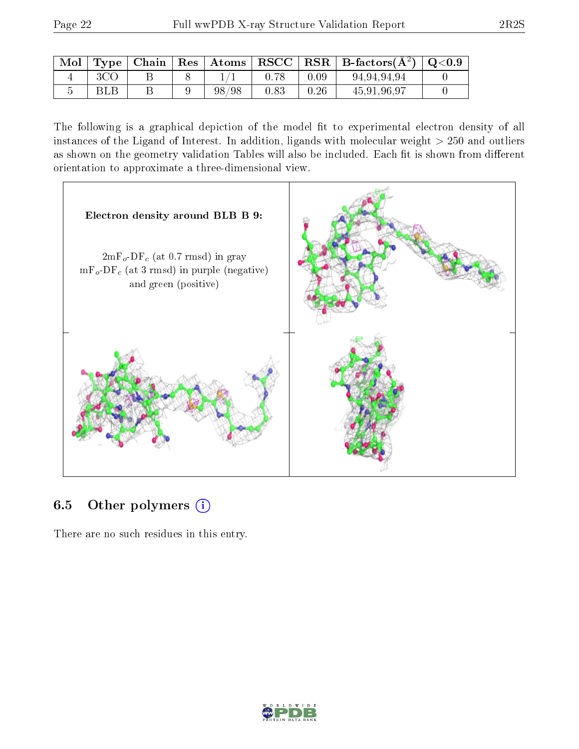| Mol | Type | Chain | Res | Atoms | RSCC | RSR | B-factors($Å^2$) | Q<0.9 |
|---|---|---|---|---|---|---|---|---|
| 4 | 3CO | B | 8 | 1/1 | 0.78 | 0.09 | 94,94,94,94 | 0 |
| 5 | BLB | B | 9 | 98/98 | 0.83 | 0.26 | 45,91,96,97 | 0 |

The following is a graphical depiction of the model fit to experimental electron density of all instances of the Ligand of Interest. In addition, ligands with molecular weight > 250 and outliers as shown on the geometry validation Tables will also be included. Each fit is shown from different orientation to approximate a three-dimensional view.

**Electron density around BLB B 9:**

$2mF_o$-$DF_c$ (at 0.7 rmsd) in gray
$mF_o$-$DF_c$ (at 3 rmsd) in purple (negative) and green (positive)

## 6.5 Other polymers

There are no such residues in this entry.